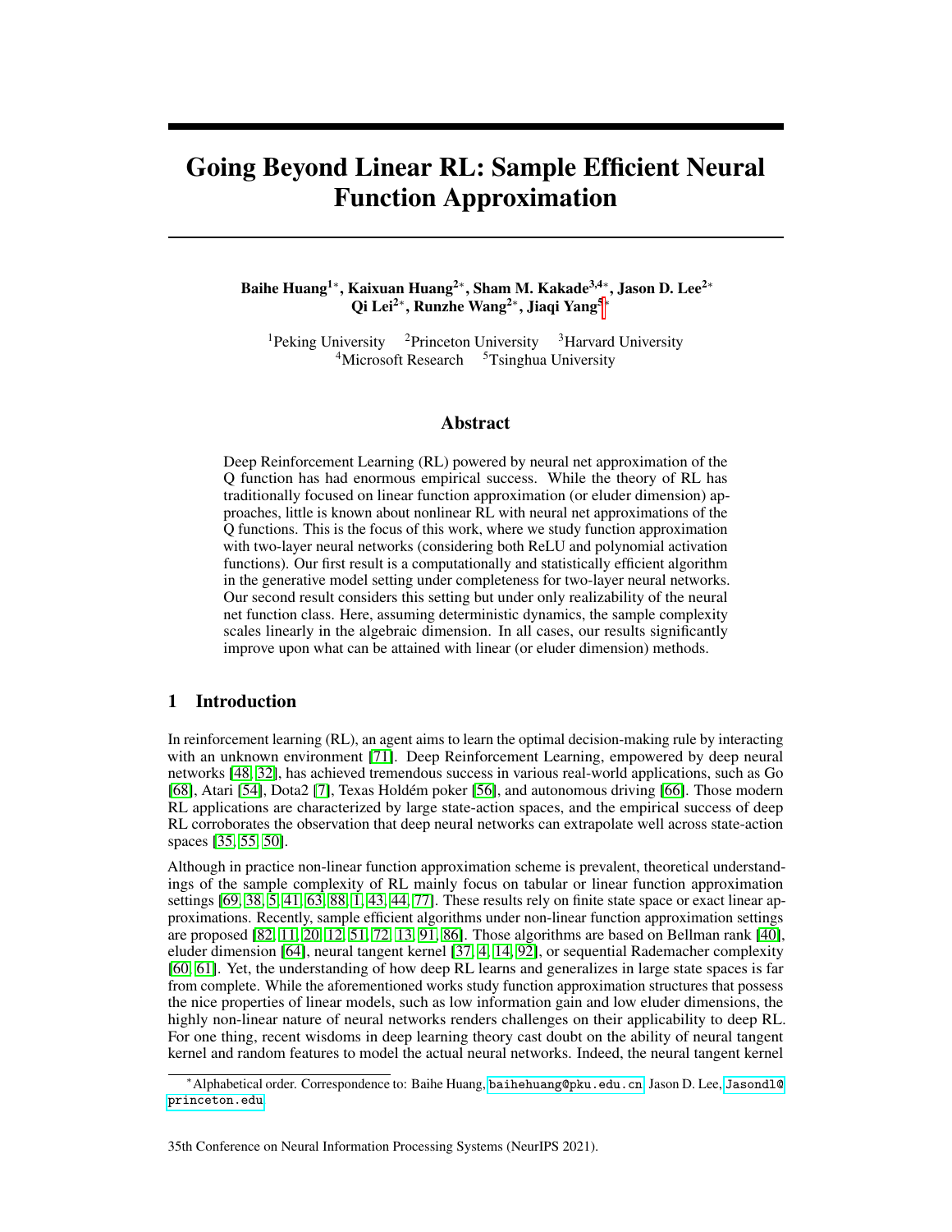# Going Beyond Linear RL: Sample Efficient Neural Function Approximation

**Baihe Huang[1]\*, Kaixuan Huang[2]\*, Sham M. Kakade[3,4]\*, Jason D. Lee[2]\***
**Qi Lei[2]\*, Runzhe Wang[2]\*, Jiaqi Yang[5]\***

[1]Peking University [2]Princeton University [3]Harvard University
[4]Microsoft Research [5]Tsinghua University

## Abstract

Deep Reinforcement Learning (RL) powered by neural net approximation of the Q function has had enormous empirical success. While the theory of RL has traditionally focused on linear function approximation (or eluder dimension) approaches, little is known about nonlinear RL with neural net approximations of the Q functions. This is the focus of this work, where we study function approximation with two-layer neural networks (considering both ReLU and polynomial activation functions). Our first result is a computationally and statistically efficient algorithm in the generative model setting under completeness for two-layer neural networks. Our second result considers this setting but under only realizability of the neural net function class. Here, assuming deterministic dynamics, the sample complexity scales linearly in the algebraic dimension. In all cases, our results significantly improve upon what can be attained with linear (or eluder dimension) methods.

## 1 Introduction

In reinforcement learning (RL), an agent aims to learn the optimal decision-making rule by interacting with an unknown environment [71]. Deep Reinforcement Learning, empowered by deep neural networks [48, 32], has achieved tremendous success in various real-world applications, such as Go [68], Atari [54], Dota2 [7], Texas Holdém poker [56], and autonomous driving [66]. Those modern RL applications are characterized by large state-action spaces, and the empirical success of deep RL corroborates the observation that deep neural networks can extrapolate well across state-action spaces [35, 55, 50].

Although in practice non-linear function approximation scheme is prevalent, theoretical understandings of the sample complexity of RL mainly focus on tabular or linear function approximation settings [69, 38, 5, 41, 63, 88, 1, 43, 44, 77]. These results rely on finite state space or exact linear approximations. Recently, sample efficient algorithms under non-linear function approximation settings are proposed [82, 11, 20, 12, 51, 72, 13, 91, 86]. Those algorithms are based on Bellman rank [40], eluder dimension [64], neural tangent kernel [37, 4, 14, 92], or sequential Rademacher complexity [60, 61]. Yet, the understanding of how deep RL learns and generalizes in large state spaces is far from complete. While the aforementioned works study function approximation structures that possess the nice properties of linear models, such as low information gain and low eluder dimensions, the highly non-linear nature of neural networks renders challenges on their applicability to deep RL. For one thing, recent wisdoms in deep learning theory cast doubt on the ability of neural tangent kernel and random features to model the actual neural networks. Indeed, the neural tangent kernel

\*Alphabetical order. Correspondence to: Baihe Huang, baihehuang@pku.edu.cn, Jason D. Lee, Jasondl@princeton.edu

35th Conference on Neural Information Processing Systems (NeurIPS 2021).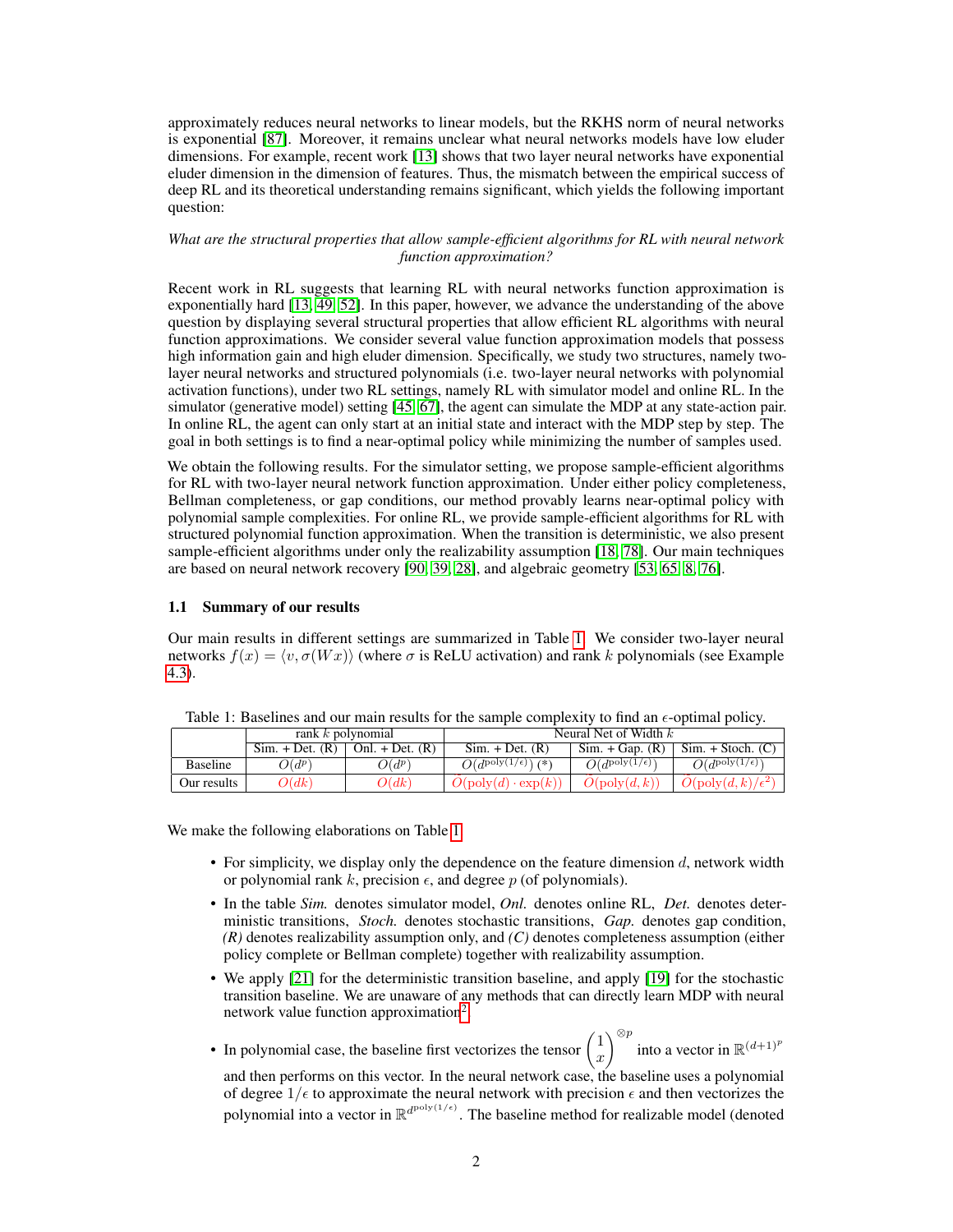approximately reduces neural networks to linear models, but the RKHS norm of neural networks is exponential [87]. Moreover, it remains unclear what neural networks models have low eluder dimensions. For example, recent work [13] shows that two layer neural networks have exponential eluder dimension in the dimension of features. Thus, the mismatch between the empirical success of deep RL and its theoretical understanding remains significant, which yields the following important question:

*What are the structural properties that allow sample-efficient algorithms for RL with neural network function approximation?*

Recent work in RL suggests that learning RL with neural networks function approximation is exponentially hard [13, 49, 52]. In this paper, however, we advance the understanding of the above question by displaying several structural properties that allow efficient RL algorithms with neural function approximations. We consider several value function approximation models that possess high information gain and high eluder dimension. Specifically, we study two structures, namely two-layer neural networks and structured polynomials (i.e. two-layer neural networks with polynomial activation functions), under two RL settings, namely RL with simulator model and online RL. In the simulator (generative model) setting [45, 67], the agent can simulate the MDP at any state-action pair. In online RL, the agent can only start at an initial state and interact with the MDP step by step. The goal in both settings is to find a near-optimal policy while minimizing the number of samples used.

We obtain the following results. For the simulator setting, we propose sample-efficient algorithms for RL with two-layer neural network function approximation. Under either policy completeness, Bellman completeness, or gap conditions, our method provably learns near-optimal policy with polynomial sample complexities. For online RL, we provide sample-efficient algorithms for RL with structured polynomial function approximation. When the transition is deterministic, we also present sample-efficient algorithms under only the realizability assumption [18, 78]. Our main techniques are based on neural network recovery [90, 39, 28], and algebraic geometry [53, 65, 8, 76].

### 1.1 Summary of our results

Our main results in different settings are summarized in Table 1. We consider two-layer neural networks $f(x) = \langle v, \sigma(Wx)\rangle$ (where $\sigma$ is ReLU activation) and rank $k$ polynomials (see Example 4.3).

Table 1: Baselines and our main results for the sample complexity to find an $\epsilon$-optimal policy.

| | rank $k$ polynomial | | Neural Net of Width $k$ | | |
|---|---|---|---|---|---|
| | Sim. + Det. (R) | Onl. + Det. (R) | Sim. + Det. (R) | Sim. + Gap. (R) | Sim. + Stoch. (C) |
| Baseline | $O(d^p)$ | $O(d^p)$ | $O(d^{\mathrm{poly}(1/\epsilon)})$ (*) | $O(d^{\mathrm{poly}(1/\epsilon)})$ | $O(d^{\mathrm{poly}(1/\epsilon)})$ |
| Our results | $O(dk)$ | $O(dk)$ | $\tilde{O}(\mathrm{poly}(d)\cdot\exp(k))$ | $\tilde{O}(\mathrm{poly}(d,k))$ | $\tilde{O}(\mathrm{poly}(d,k)/\epsilon^2)$ |

We make the following elaborations on Table 1.

- For simplicity, we display only the dependence on the feature dimension $d$, network width or polynomial rank $k$, precision $\epsilon$, and degree $p$ (of polynomials).
- In the table *Sim.* denotes simulator model, *Onl.* denotes online RL, *Det.* denotes deterministic transitions, *Stoch.* denotes stochastic transitions, *Gap.* denotes gap condition, *(R)* denotes realizability assumption only, and *(C)* denotes completeness assumption (either policy complete or Bellman complete) together with realizability assumption.
- We apply [21] for the deterministic transition baseline, and apply [19] for the stochastic transition baseline. We are unaware of any methods that can directly learn MDP with neural network value function approximation[2].
- In polynomial case, the baseline first vectorizes the tensor $\begin{pmatrix}1\\x\end{pmatrix}^{\otimes p}$ into a vector in $\mathbb{R}^{(d+1)^p}$ and then performs on this vector. In the neural network case, the baseline uses a polynomial of degree $1/\epsilon$ to approximate the neural network with precision $\epsilon$ and then vectorizes the polynomial into a vector in $\mathbb{R}^{d^{\mathrm{poly}(1/\epsilon)}}$. The baseline method for realizable model (denoted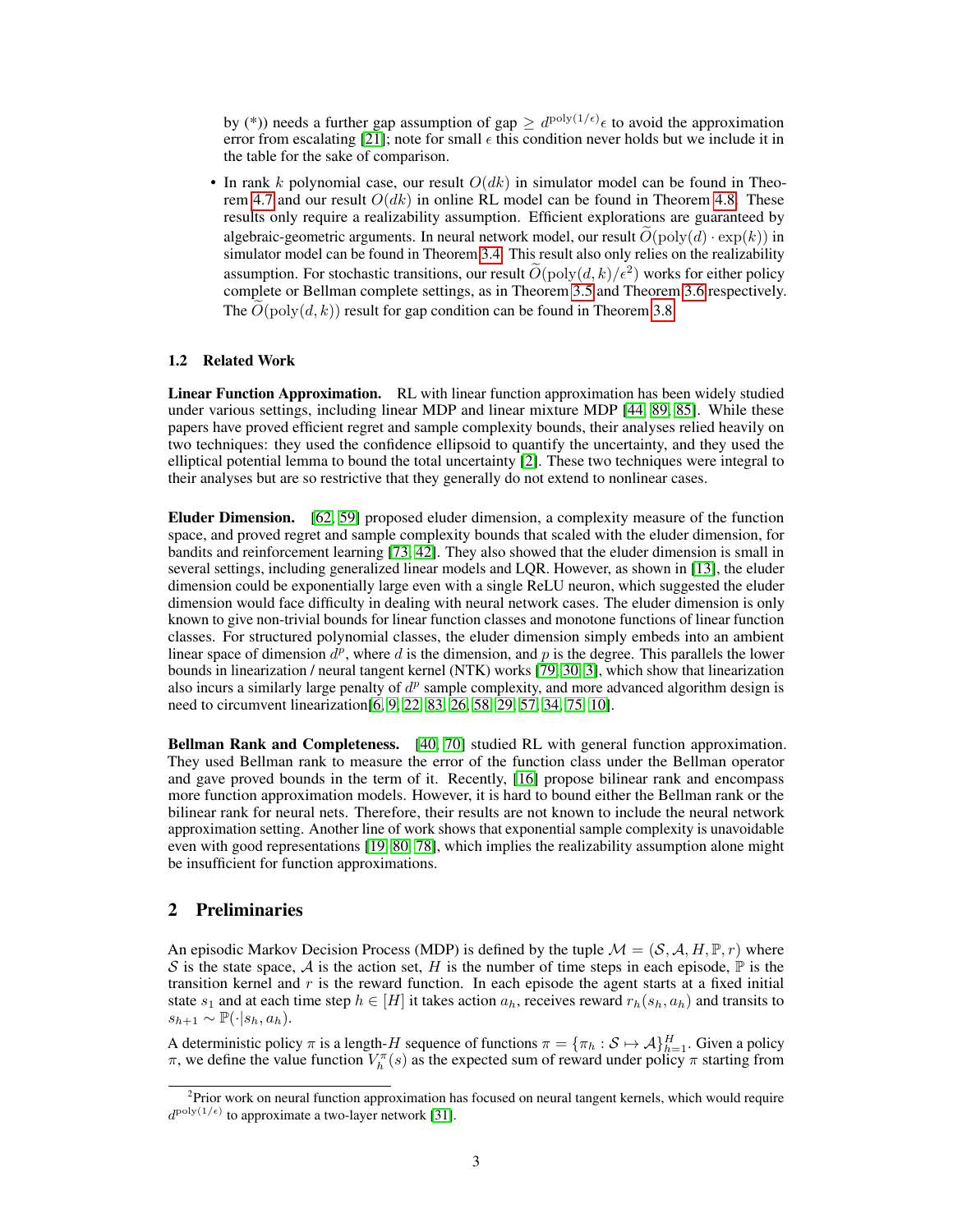by (*)) needs a further gap assumption of gap $\geq d^{\text{poly}(1/\epsilon)}\epsilon$ to avoid the approximation error from escalating [21]; note for small $\epsilon$ this condition never holds but we include it in the table for the sake of comparison.

- In rank $k$ polynomial case, our result $O(dk)$ in simulator model can be found in Theorem 4.7 and our result $O(dk)$ in online RL model can be found in Theorem 4.8. These results only require a realizability assumption. Efficient explorations are guaranteed by algebraic-geometric arguments. In neural network model, our result $\widetilde{O}(\text{poly}(d) \cdot \exp(k))$ in simulator model can be found in Theorem 3.4. This result also only relies on the realizability assumption. For stochastic transitions, our result $\widetilde{O}(\text{poly}(d,k)/\epsilon^2)$ works for either policy complete or Bellman complete settings, as in Theorem 3.5 and Theorem 3.6 respectively. The $\widetilde{O}(\text{poly}(d,k))$ result for gap condition can be found in Theorem 3.8.

### 1.2 Related Work

**Linear Function Approximation.** RL with linear function approximation has been widely studied under various settings, including linear MDP and linear mixture MDP [44, 89, 85]. While these papers have proved efficient regret and sample complexity bounds, their analyses relied heavily on two techniques: they used the confidence ellipsoid to quantify the uncertainty, and they used the elliptical potential lemma to bound the total uncertainty [2]. These two techniques were integral to their analyses but are so restrictive that they generally do not extend to nonlinear cases.

**Eluder Dimension.** [62, 59] proposed eluder dimension, a complexity measure of the function space, and proved regret and sample complexity bounds that scaled with the eluder dimension, for bandits and reinforcement learning [73, 42]. They also showed that the eluder dimension is small in several settings, including generalized linear models and LQR. However, as shown in [13], the eluder dimension could be exponentially large even with a single ReLU neuron, which suggested the eluder dimension would face difficulty in dealing with neural network cases. The eluder dimension is only known to give non-trivial bounds for linear function classes and monotone functions of linear function classes. For structured polynomial classes, the eluder dimension simply embeds into an ambient linear space of dimension $d^p$, where $d$ is the dimension, and $p$ is the degree. This parallels the lower bounds in linearization / neural tangent kernel (NTK) works [79, 30, 3], which show that linearization also incurs a similarly large penalty of $d^p$ sample complexity, and more advanced algorithm design is need to circumvent linearization[6, 9, 22, 83, 26, 58, 29, 57, 34, 75, 10].

**Bellman Rank and Completeness.** [40, 70] studied RL with general function approximation. They used Bellman rank to measure the error of the function class under the Bellman operator and gave proved bounds in the term of it. Recently, [16] propose bilinear rank and encompass more function approximation models. However, it is hard to bound either the Bellman rank or the bilinear rank for neural nets. Therefore, their results are not known to include the neural network approximation setting. Another line of work shows that exponential sample complexity is unavoidable even with good representations [19, 80, 78], which implies the realizability assumption alone might be insufficient for function approximations.

## 2 Preliminaries

An episodic Markov Decision Process (MDP) is defined by the tuple $\mathcal{M} = (\mathcal{S}, \mathcal{A}, H, \mathbb{P}, r)$ where $\mathcal{S}$ is the state space, $\mathcal{A}$ is the action set, $H$ is the number of time steps in each episode, $\mathbb{P}$ is the transition kernel and $r$ is the reward function. In each episode the agent starts at a fixed initial state $s_1$ and at each time step $h \in [H]$ it takes action $a_h$, receives reward $r_h(s_h, a_h)$ and transits to $s_{h+1} \sim \mathbb{P}(\cdot|s_h, a_h)$.

A deterministic policy $\pi$ is a length-$H$ sequence of functions $\pi = \{\pi_h : \mathcal{S} \mapsto \mathcal{A}\}_{h=1}^{H}$. Given a policy $\pi$, we define the value function $V_h^{\pi}(s)$ as the expected sum of reward under policy $\pi$ starting from

[2] Prior work on neural function approximation has focused on neural tangent kernels, which would require $d^{\text{poly}(1/\epsilon)}$ to approximate a two-layer network [31].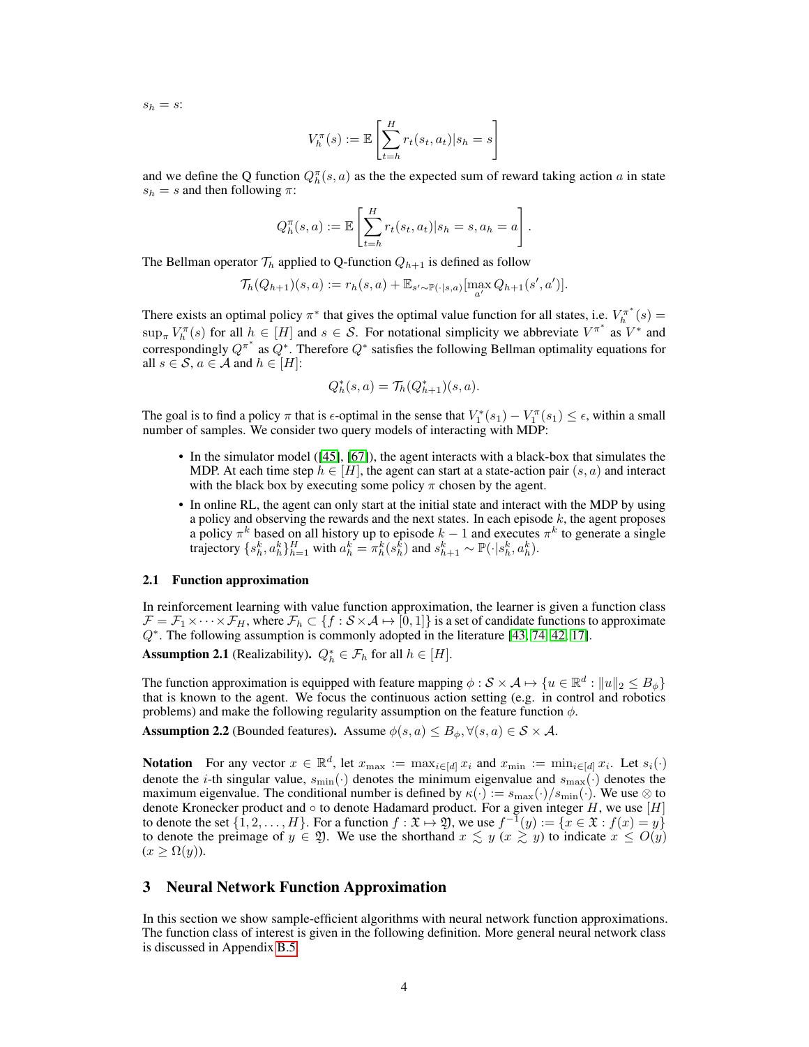$s_h = s$:

$$V_h^\pi(s) := \mathbb{E}\left[\sum_{t=h}^{H} r_t(s_t, a_t) | s_h = s\right]$$

and we define the Q function $Q_h^\pi(s,a)$ as the the expected sum of reward taking action $a$ in state $s_h = s$ and then following $\pi$:

$$Q_h^\pi(s,a) := \mathbb{E}\left[\sum_{t=h}^{H} r_t(s_t, a_t) | s_h = s, a_h = a\right].$$

The Bellman operator $\mathcal{T}_h$ applied to Q-function $Q_{h+1}$ is defined as follow

$$\mathcal{T}_h(Q_{h+1})(s,a) := r_h(s,a) + \mathbb{E}_{s' \sim \mathbb{P}(\cdot|s,a)}[\max_{a'} Q_{h+1}(s', a')].$$

There exists an optimal policy $\pi^*$ that gives the optimal value function for all states, i.e. $V_h^{\pi^*}(s) = \sup_\pi V_h^\pi(s)$ for all $h \in [H]$ and $s \in \mathcal{S}$. For notational simplicity we abbreviate $V^{\pi^*}$ as $V^*$ and correspondingly $Q^{\pi^*}$ as $Q^*$. Therefore $Q^*$ satisfies the following Bellman optimality equations for all $s \in \mathcal{S}$, $a \in \mathcal{A}$ and $h \in [H]$:

$$Q_h^*(s,a) = \mathcal{T}_h(Q_{h+1}^*)(s,a).$$

The goal is to find a policy $\pi$ that is $\epsilon$-optimal in the sense that $V_1^*(s_1) - V_1^\pi(s_1) \leq \epsilon$, within a small number of samples. We consider two query models of interacting with MDP:

- In the simulator model ([45], [67]), the agent interacts with a black-box that simulates the MDP. At each time step $h \in [H]$, the agent can start at a state-action pair $(s,a)$ and interact with the black box by executing some policy $\pi$ chosen by the agent.
- In online RL, the agent can only start at the initial state and interact with the MDP by using a policy and observing the rewards and the next states. In each episode $k$, the agent proposes a policy $\pi^k$ based on all history up to episode $k-1$ and executes $\pi^k$ to generate a single trajectory $\{s_h^k, a_h^k\}_{h=1}^H$ with $a_h^k = \pi_h^k(s_h^k)$ and $s_{h+1}^k \sim \mathbb{P}(\cdot|s_h^k, a_h^k)$.

### 2.1 Function approximation

In reinforcement learning with value function approximation, the learner is given a function class $\mathcal{F} = \mathcal{F}_1 \times \cdots \times \mathcal{F}_H$, where $\mathcal{F}_h \subset \{f : \mathcal{S} \times \mathcal{A} \mapsto [0,1]\}$ is a set of candidate functions to approximate $Q^*$. The following assumption is commonly adopted in the literature [43, 74, 42, 17].

**Assumption 2.1** (Realizability). $Q_h^* \in \mathcal{F}_h$ for all $h \in [H]$.

The function approximation is equipped with feature mapping $\phi : \mathcal{S} \times \mathcal{A} \mapsto \{u \in \mathbb{R}^d : \|u\|_2 \leq B_\phi\}$ that is known to the agent. We focus the continuous action setting (e.g. in control and robotics problems) and make the following regularity assumption on the feature function $\phi$.

**Assumption 2.2** (Bounded features). Assume $\phi(s,a) \leq B_\phi, \forall (s,a) \in \mathcal{S} \times \mathcal{A}$.

**Notation** For any vector $x \in \mathbb{R}^d$, let $x_{\max} := \max_{i \in [d]} x_i$ and $x_{\min} := \min_{i \in [d]} x_i$. Let $s_i(\cdot)$ denote the $i$-th singular value, $s_{\min}(\cdot)$ denotes the minimum eigenvalue and $s_{\max}(\cdot)$ denotes the maximum eigenvalue. The conditional number is defined by $\kappa(\cdot) := s_{\max}(\cdot)/s_{\min}(\cdot)$. We use $\otimes$ to denote Kronecker product and $\circ$ to denote Hadamard product. For a given integer $H$, we use $[H]$ to denote the set $\{1, 2, \ldots, H\}$. For a function $f : \mathfrak{X} \mapsto \mathfrak{Y}$, we use $f^{-1}(y) := \{x \in \mathfrak{X} : f(x) = y\}$ to denote the preimage of $y \in \mathfrak{Y}$. We use the shorthand $x \lesssim y$ ($x \gtrsim y$) to indicate $x \leq O(y)$ ($x \geq \Omega(y)$).

## 3 Neural Network Function Approximation

In this section we show sample-efficient algorithms with neural network function approximations. The function class of interest is given in the following definition. More general neural network class is discussed in Appendix B.5.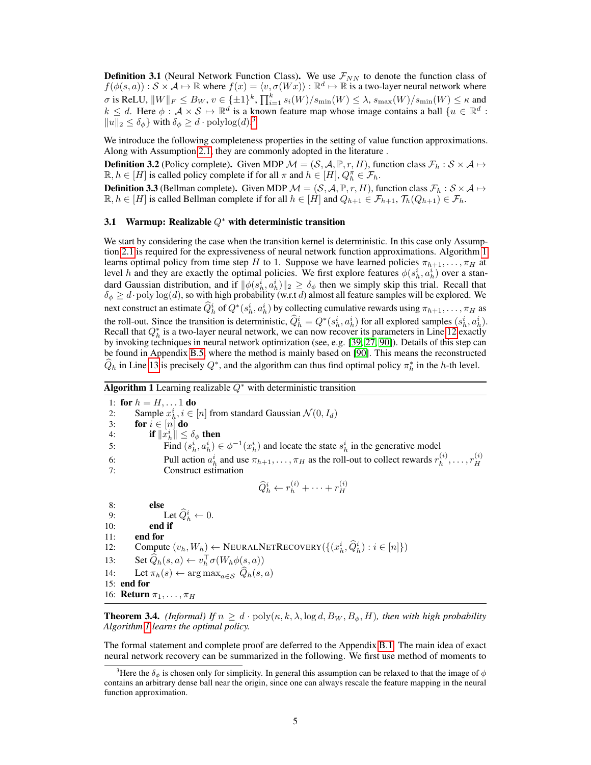**Definition 3.1** (Neural Network Function Class)**.** We use $\mathcal{F}_{NN}$ to denote the function class of $f(\phi(s,a)) : \mathcal{S} \times \mathcal{A} \mapsto \mathbb{R}$ where $f(x) = \langle v, \sigma(Wx) \rangle : \mathbb{R}^d \mapsto \mathbb{R}$ is a two-layer neural network where $\sigma$ is ReLU, $\|W\|_F \leq B_W$, $v \in \{\pm 1\}^k$, $\prod_{i=1}^k s_i(W)/s_{\min}(W) \leq \lambda$, $s_{\max}(W)/s_{\min}(W) \leq \kappa$ and $k \leq d$. Here $\phi : \mathcal{A} \times \mathcal{S} \mapsto \mathbb{R}^d$ is a known feature map whose image contains a ball $\{u \in \mathbb{R}^d : \|u\|_2 \leq \delta_\phi\}$ with $\delta_\phi \geq d \cdot \mathrm{polylog}(d)$.[3]

We introduce the following completeness properties in the setting of value function approximations. Along with Assumption 2.1, they are commonly adopted in the literature .

**Definition 3.2** (Policy complete)**.** Given MDP $\mathcal{M} = (\mathcal{S}, \mathcal{A}, \mathbb{P}, r, H)$, function class $\mathcal{F}_h : \mathcal{S} \times \mathcal{A} \mapsto \mathbb{R}, h \in [H]$ is called policy complete if for all $\pi$ and $h \in [H]$, $Q_h^\pi \in \mathcal{F}_h$.

**Definition 3.3** (Bellman complete)**.** Given MDP $\mathcal{M} = (\mathcal{S}, \mathcal{A}, \mathbb{P}, r, H)$, function class $\mathcal{F}_h : \mathcal{S} \times \mathcal{A} \mapsto \mathbb{R}, h \in [H]$ is called Bellman complete if for all $h \in [H]$ and $Q_{h+1} \in \mathcal{F}_{h+1}$, $\mathcal{T}_h(Q_{h+1}) \in \mathcal{F}_h$.

### 3.1 Warmup: Realizable $Q^*$ with deterministic transition

We start by considering the case when the transition kernel is deterministic. In this case only Assumption 2.1 is required for the expressiveness of neural network function approximations. Algorithm 1 learns optimal policy from time step $H$ to 1. Suppose we have learned policies $\pi_{h+1}, \ldots, \pi_H$ at level $h$ and they are exactly the optimal policies. We first explore features $\phi(s_h^i, a_h^i)$ over a standard Gaussian distribution, and if $\|\phi(s_h^i, a_h^i)\|_2 \geq \delta_\phi$ then we simply skip this trial. Recall that $\delta_\phi \geq d \cdot \mathrm{poly}\log(d)$, so with high probability (w.r.t $d$) almost all feature samples will be explored. We next construct an estimate $\widehat{Q}_h^i$ of $Q^*(s_h^i, a_h^i)$ by collecting cumulative rewards using $\pi_{h+1}, \ldots, \pi_H$ as the roll-out. Since the transition is deterministic, $\widehat{Q}_h^i = Q^*(s_h^i, a_h^i)$ for all explored samples $(s_h^i, a_h^i)$. Recall that $Q_h^*$ is a two-layer neural network, we can now recover its parameters in Line 12 exactly by invoking techniques in neural network optimization (see, e.g. [39, 27, 90]). Details of this step can be found in Appendix B.5, where the method is mainly based on [90]. This means the reconstructed $\widehat{Q}_h$ in Line 13 is precisely $Q^*$, and the algorithm can thus find optimal policy $\pi_h^*$ in the $h$-th level.

**Algorithm 1** Learning realizable $Q^*$ with deterministic transition

1: **for** $h = H, \ldots 1$ **do**
2: Sample $x_h^i, i \in [n]$ from standard Gaussian $\mathcal{N}(0, I_d)$
3: **for** $i \in [n]$ **do**
4: **if** $\|x_h^i\| \leq \delta_\phi$ **then**
5: Find $(s_h^i, a_h^i) \in \phi^{-1}(x_h^i)$ and locate the state $s_h^i$ in the generative model
6: Pull action $a_h^i$ and use $\pi_{h+1}, \ldots, \pi_H$ as the roll-out to collect rewards $r_h^{(i)}, \ldots, r_H^{(i)}$
7: Construct estimation

$$\widehat{Q}_h^i \leftarrow r_h^{(i)} + \cdots + r_H^{(i)}$$

8: **else**
9: Let $\widehat{Q}_h^i \leftarrow 0$.
10: **end if**
11: **end for**
12: Compute $(v_h, W_h) \leftarrow$ NEURALNETRECOVERY$(\{(x_h^i, \widehat{Q}_h^i) : i \in [n]\})$
13: Set $\widehat{Q}_h(s,a) \leftarrow v_h^\top \sigma(W_h \phi(s,a))$
14: Let $\pi_h(s) \leftarrow \arg\max_{a \in \mathcal{S}} \widehat{Q}_h(s,a)$
15: **end for**
16: **Return** $\pi_1, \ldots, \pi_H$

**Theorem 3.4.** *(Informal) If $n \geq d \cdot \mathrm{poly}(\kappa, k, \lambda, \log d, B_W, B_\phi, H)$, then with high probability Algorithm 1 learns the optimal policy.*

The formal statement and complete proof are deferred to the Appendix B.1. The main idea of exact neural network recovery can be summarized in the following. We first use method of moments to

[3] Here the $\delta_\phi$ is chosen only for simplicity. In general this assumption can be relaxed to that the image of $\phi$ contains an arbitrary dense ball near the origin, since one can always rescale the feature mapping in the neural function approximation.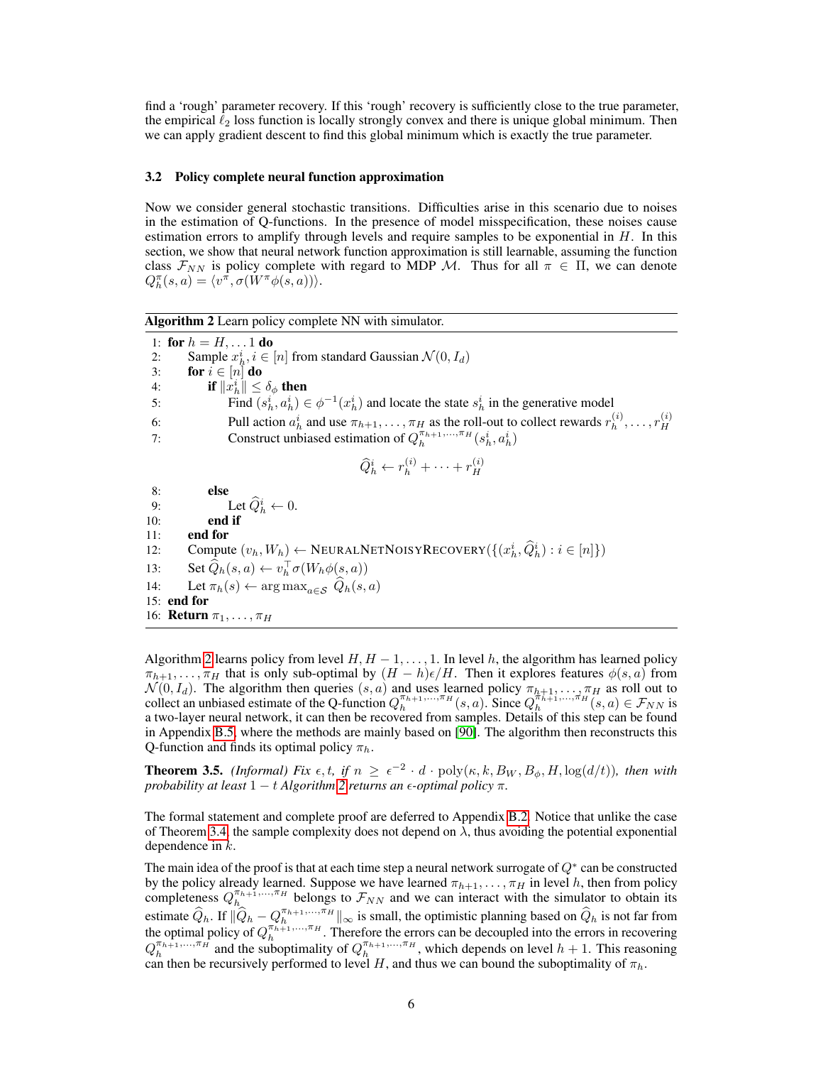find a 'rough' parameter recovery. If this 'rough' recovery is sufficiently close to the true parameter, the empirical $\ell_2$ loss function is locally strongly convex and there is unique global minimum. Then we can apply gradient descent to find this global minimum which is exactly the true parameter.

### 3.2 Policy complete neural function approximation

Now we consider general stochastic transitions. Difficulties arise in this scenario due to noises in the estimation of Q-functions. In the presence of model misspecification, these noises cause estimation errors to amplify through levels and require samples to be exponential in $H$. In this section, we show that neural network function approximation is still learnable, assuming the function class $\mathcal{F}_{NN}$ is policy complete with regard to MDP $\mathcal{M}$. Thus for all $\pi \in \Pi$, we can denote $Q_h^\pi(s,a) = \langle v^\pi, \sigma(W^\pi \phi(s,a))\rangle$.

**Algorithm 2** Learn policy complete NN with simulator.

1: **for** $h = H, \dots 1$ **do**
2: &nbsp;&nbsp;&nbsp;&nbsp;Sample $x_h^i, i \in [n]$ from standard Gaussian $\mathcal{N}(0, I_d)$
3: &nbsp;&nbsp;&nbsp;&nbsp;**for** $i \in [n]$ **do**
4: &nbsp;&nbsp;&nbsp;&nbsp;&nbsp;&nbsp;&nbsp;&nbsp;**if** $\|x_h^i\| \leq \delta_\phi$ **then**
5: &nbsp;&nbsp;&nbsp;&nbsp;&nbsp;&nbsp;&nbsp;&nbsp;&nbsp;&nbsp;&nbsp;&nbsp;Find $(s_h^i, a_h^i) \in \phi^{-1}(x_h^i)$ and locate the state $s_h^i$ in the generative model
6: &nbsp;&nbsp;&nbsp;&nbsp;&nbsp;&nbsp;&nbsp;&nbsp;&nbsp;&nbsp;&nbsp;&nbsp;Pull action $a_h^i$ and use $\pi_{h+1}, \dots, \pi_H$ as the roll-out to collect rewards $r_h^{(i)}, \dots, r_H^{(i)}$
7: &nbsp;&nbsp;&nbsp;&nbsp;&nbsp;&nbsp;&nbsp;&nbsp;&nbsp;&nbsp;&nbsp;&nbsp;Construct unbiased estimation of $Q_h^{\pi_{h+1},\dots,\pi_H}(s_h^i, a_h^i)$

$$\widehat{Q}_h^i \leftarrow r_h^{(i)} + \cdots + r_H^{(i)}$$

8: &nbsp;&nbsp;&nbsp;&nbsp;&nbsp;&nbsp;&nbsp;&nbsp;**else**
9: &nbsp;&nbsp;&nbsp;&nbsp;&nbsp;&nbsp;&nbsp;&nbsp;&nbsp;&nbsp;&nbsp;&nbsp;Let $\widehat{Q}_h^i \leftarrow 0$.
10: &nbsp;&nbsp;&nbsp;&nbsp;&nbsp;&nbsp;&nbsp;**end if**
11: &nbsp;&nbsp;&nbsp;**end for**
12: &nbsp;&nbsp;&nbsp;Compute $(v_h, W_h) \leftarrow$ NeuralNetNoisyRecovery($\{(x_h^i, \widehat{Q}_h^i) : i \in [n]\}$)
13: &nbsp;&nbsp;&nbsp;Set $\widehat{Q}_h(s,a) \leftarrow v_h^\top \sigma(W_h \phi(s,a))$
14: &nbsp;&nbsp;&nbsp;Let $\pi_h(s) \leftarrow \arg\max_{a \in \mathcal{S}} \widehat{Q}_h(s,a)$
15: **end for**
16: **Return** $\pi_1, \dots, \pi_H$

Algorithm 2 learns policy from level $H, H-1, \dots, 1$. In level $h$, the algorithm has learned policy $\pi_{h+1}, \dots, \pi_H$ that is only sub-optimal by $(H-h)\epsilon/H$. Then it explores features $\phi(s,a)$ from $\mathcal{N}(0, I_d)$. The algorithm then queries $(s,a)$ and uses learned policy $\pi_{h+1}, \dots, \pi_H$ as roll out to collect an unbiased estimate of the Q-function $Q_h^{\pi_{h+1},\dots,\pi_H}(s,a)$. Since $Q_h^{\pi_{h+1},\dots,\pi_H}(s,a) \in \mathcal{F}_{NN}$ is a two-layer neural network, it can then be recovered from samples. Details of this step can be found in Appendix B.5, where the methods are mainly based on [90]. The algorithm then reconstructs this Q-function and finds its optimal policy $\pi_h$.

**Theorem 3.5.** *(Informal) Fix $\epsilon, t$, if $n \geq \epsilon^{-2} \cdot d \cdot \mathrm{poly}(\kappa, k, B_W, B_\phi, H, \log(d/t))$, then with probability at least $1-t$ Algorithm 2 returns an $\epsilon$-optimal policy $\pi$.*

The formal statement and complete proof are deferred to Appendix B.2. Notice that unlike the case of Theorem 3.4, the sample complexity does not depend on $\lambda$, thus avoiding the potential exponential dependence in $k$.

The main idea of the proof is that at each time step a neural network surrogate of $Q^*$ can be constructed by the policy already learned. Suppose we have learned $\pi_{h+1}, \dots, \pi_H$ in level $h$, then from policy completeness $Q_h^{\pi_{h+1},\dots,\pi_H}$ belongs to $\mathcal{F}_{NN}$ and we can interact with the simulator to obtain its estimate $\widehat{Q}_h$. If $\|\widehat{Q}_h - Q_h^{\pi_{h+1},\dots,\pi_H}\|_\infty$ is small, the optimistic planning based on $\widehat{Q}_h$ is not far from the optimal policy of $Q_h^{\pi_{h+1},\dots,\pi_H}$. Therefore the errors can be decoupled into the errors in recovering $Q_h^{\pi_{h+1},\dots,\pi_H}$ and the suboptimality of $Q_h^{\pi_{h+1},\dots,\pi_H}$, which depends on level $h+1$. This reasoning can then be recursively performed to level $H$, and thus we can bound the suboptimality of $\pi_h$.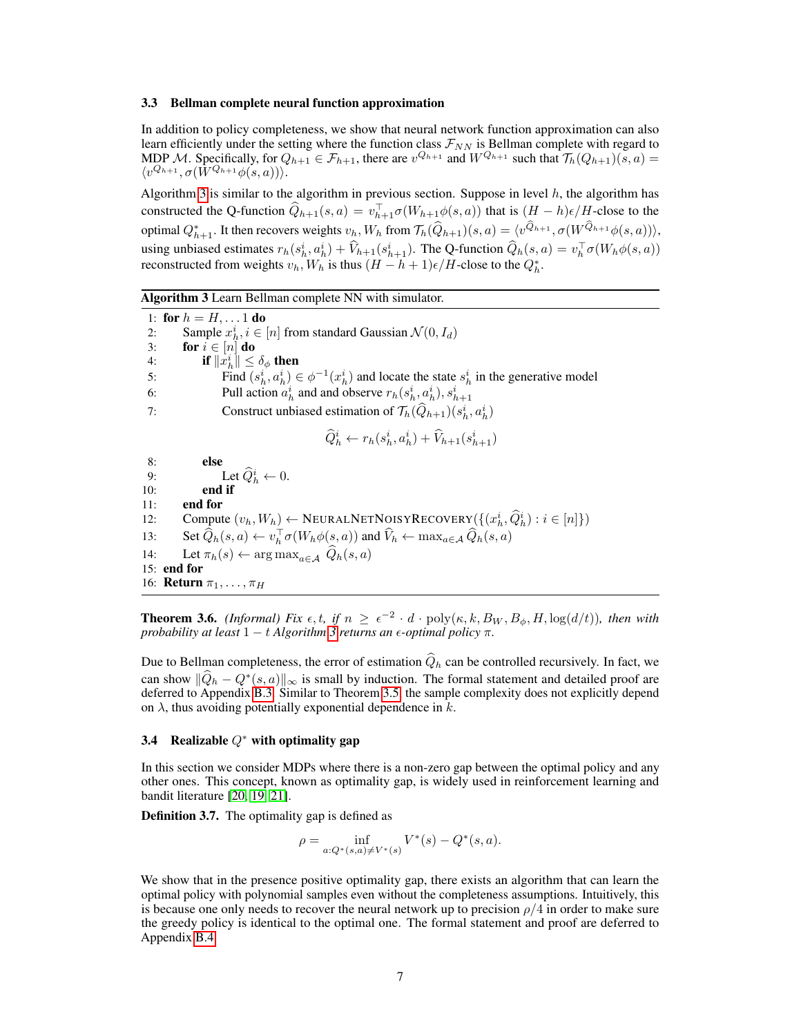### 3.3 Bellman complete neural function approximation

In addition to policy completeness, we show that neural network function approximation can also learn efficiently under the setting where the function class $\mathcal{F}_{NN}$ is Bellman complete with regard to MDP $\mathcal{M}$. Specifically, for $Q_{h+1} \in \mathcal{F}_{h+1}$, there are $v^{Q_{h+1}}$ and $W^{Q_{h+1}}$ such that $\mathcal{T}_h(Q_{h+1})(s,a) = \langle v^{Q_{h+1}}, \sigma(W^{Q_{h+1}}\phi(s,a))\rangle$.

Algorithm 3 is similar to the algorithm in previous section. Suppose in level $h$, the algorithm has constructed the Q-function $\widehat{Q}_{h+1}(s,a) = v_{h+1}^\top \sigma(W_{h+1}\phi(s,a))$ that is $(H-h)\epsilon/H$-close to the optimal $Q^*_{h+1}$. It then recovers weights $v_h, W_h$ from $\mathcal{T}_h(\widehat{Q}_{h+1})(s,a) = \langle v^{\widehat{Q}_{h+1}}, \sigma(W^{\widehat{Q}_{h+1}}\phi(s,a))\rangle$, using unbiased estimates $r_h(s_h^i, a_h^i) + \widehat{V}_{h+1}(s_{h+1}^i)$. The Q-function $\widehat{Q}_h(s,a) = v_h^\top \sigma(W_h \phi(s,a))$ reconstructed from weights $v_h, W_h$ is thus $(H-h+1)\epsilon/H$-close to the $Q^*_h$.

**Algorithm 3** Learn Bellman complete NN with simulator.

```
1:  for h = H, ... 1 do
2:      Sample x_h^i, i ∈ [n] from standard Gaussian N(0, I_d)
3:      for i ∈ [n] do
4:          if ||x_h^i|| ≤ δ_φ then
5:              Find (s_h^i, a_h^i) ∈ φ^{-1}(x_h^i) and locate the state s_h^i in the generative model
6:              Pull action a_h^i and and observe r_h(s_h^i, a_h^i), s_{h+1}^i
7:              Construct unbiased estimation of T_h(Q̂_{h+1})(s_h^i, a_h^i)
                        Q̂_h^i ← r_h(s_h^i, a_h^i) + V̂_{h+1}(s_{h+1}^i)
8:          else
9:              Let Q̂_h^i ← 0.
10:         end if
11:     end for
12:     Compute (v_h, W_h) ← NeuralNetNoisyRecovery({(x_h^i, Q̂_h^i) : i ∈ [n]})
13:     Set Q̂_h(s, a) ← v_h^T σ(W_h φ(s, a)) and V̂_h ← max_{a∈A} Q̂_h(s, a)
14:     Let π_h(s) ← arg max_{a∈A} Q̂_h(s, a)
15: end for
16: Return π_1, ..., π_H
```

**Theorem 3.6.** *(Informal) Fix $\epsilon, t$, if $n \geq \epsilon^{-2} \cdot d \cdot \text{poly}(\kappa, k, B_W, B_\phi, H, \log(d/t))$, then with probability at least $1-t$ Algorithm 3 returns an $\epsilon$-optimal policy $\pi$.*

Due to Bellman completeness, the error of estimation $\widehat{Q}_h$ can be controlled recursively. In fact, we can show $\|\widehat{Q}_h - Q^*(s,a)\|_\infty$ is small by induction. The formal statement and detailed proof are deferred to Appendix B.3. Similar to Theorem 3.5, the sample complexity does not explicitly depend on $\lambda$, thus avoiding potentially exponential dependence in $k$.

### 3.4 Realizable $Q^*$ with optimality gap

In this section we consider MDPs where there is a non-zero gap between the optimal policy and any other ones. This concept, known as optimality gap, is widely used in reinforcement learning and bandit literature [20, 19, 21].

**Definition 3.7.** The optimality gap is defined as

$$\rho = \inf_{a: Q^*(s,a) \neq V^*(s)} V^*(s) - Q^*(s,a).$$

We show that in the presence positive optimality gap, there exists an algorithm that can learn the optimal policy with polynomial samples even without the completeness assumptions. Intuitively, this is because one only needs to recover the neural network up to precision $\rho/4$ in order to make sure the greedy policy is identical to the optimal one. The formal statement and proof are deferred to Appendix B.4.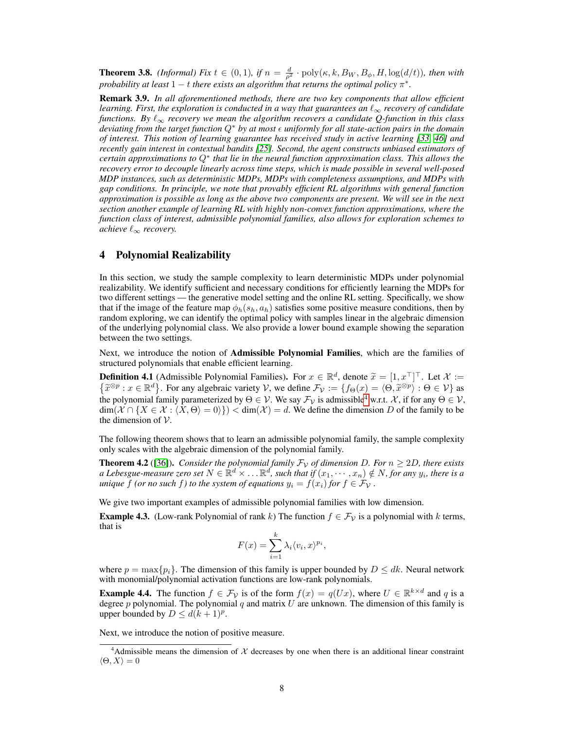**Theorem 3.8.** *(Informal) Fix $t \in (0, 1)$, if $n = \frac{d}{\rho^2} \cdot \text{poly}(\kappa, k, B_W, B_\phi, H, \log(d/t))$, then with probability at least $1 - t$ there exists an algorithm that returns the optimal policy $\pi^*$.*

**Remark 3.9.** *In all aforementioned methods, there are two key components that allow efficient learning. First, the exploration is conducted in a way that guarantees an $\ell_\infty$ recovery of candidate functions. By $\ell_\infty$ recovery we mean the algorithm recovers a candidate Q-function in this class deviating from the target function $Q^*$ by at most $\epsilon$ uniformly for all state-action pairs in the domain of interest. This notion of learning guarantee has received study in active learning [33, 46] and recently gain interest in contextual bandits [25]. Second, the agent constructs unbiased estimators of certain approximations to $Q^*$ that lie in the neural function approximation class. This allows the recovery error to decouple linearly across time steps, which is made possible in several well-posed MDP instances, such as deterministic MDPs, MDPs with completeness assumptions, and MDPs with gap conditions. In principle, we note that provably efficient RL algorithms with general function approximation is possible as long as the above two components are present. We will see in the next section another example of learning RL with highly non-convex function approximations, where the function class of interest, admissible polynomial families, also allows for exploration schemes to achieve $\ell_\infty$ recovery.*

## 4 Polynomial Realizability

In this section, we study the sample complexity to learn deterministic MDPs under polynomial realizability. We identify sufficient and necessary conditions for efficiently learning the MDPs for two different settings — the generative model setting and the online RL setting. Specifically, we show that if the image of the feature map $\phi_h(s_h, a_h)$ satisfies some positive measure conditions, then by random exploring, we can identify the optimal policy with samples linear in the algebraic dimension of the underlying polynomial class. We also provide a lower bound example showing the separation between the two settings.

Next, we introduce the notion of **Admissible Polynomial Families**, which are the families of structured polynomials that enable efficient learning.

**Definition 4.1** (Admissible Polynomial Families)**.** For $x \in \mathbb{R}^d$, denote $\widetilde{x} = [1, x^\top]^\top$. Let $\mathcal{X} := \{\widetilde{x}^{\otimes p} : x \in \mathbb{R}^d\}$. For any algebraic variety $\mathcal{V}$, we define $\mathcal{F}_\mathcal{V} := \{f_\Theta(x) = \langle \Theta, \widetilde{x}^{\otimes p} \rangle : \Theta \in \mathcal{V}\}$ as the polynomial family parameterized by $\Theta \in \mathcal{V}$. We say $\mathcal{F}_\mathcal{V}$ is admissible[4] w.r.t. $\mathcal{X}$, if for any $\Theta \in \mathcal{V}$, $\dim(\mathcal{X} \cap \{X \in \mathcal{X} : \langle X, \Theta \rangle = 0\}) < \dim(\mathcal{X}) = d$. We define the dimension $D$ of the family to be the dimension of $\mathcal{V}$.

The following theorem shows that to learn an admissible polynomial family, the sample complexity only scales with the algebraic dimension of the polynomial family.

**Theorem 4.2** ([36])**.** *Consider the polynomial family $\mathcal{F}_\mathcal{V}$ of dimension $D$. For $n \geq 2D$, there exists a Lebesgue-measure zero set $N \in \mathbb{R}^d \times \ldots \mathbb{R}^d$, such that if $(x_1, \cdots, x_n) \notin N$, for any $y_i$, there is a unique $f$ (or no such $f$) to the system of equations $y_i = f(x_i)$ for $f \in \mathcal{F}_\mathcal{V}$ .*

We give two important examples of admissible polynomial families with low dimension.

**Example 4.3.** (Low-rank Polynomial of rank $k$) The function $f \in \mathcal{F}_\mathcal{V}$ is a polynomial with $k$ terms, that is

$$F(x) = \sum_{i=1}^{k} \lambda_i \langle v_i, x \rangle^{p_i},$$

where $p = \max\{p_i\}$. The dimension of this family is upper bounded by $D \leq dk$. Neural network with monomial/polynomial activation functions are low-rank polynomials.

**Example 4.4.** The function $f \in \mathcal{F}_\mathcal{V}$ is of the form $f(x) = q(Ux)$, where $U \in \mathbb{R}^{k \times d}$ and $q$ is a degree $p$ polynomial. The polynomial $q$ and matrix $U$ are unknown. The dimension of this family is upper bounded by $D \leq d(k+1)^p$.

Next, we introduce the notion of positive measure.

[4] Admissible means the dimension of $\mathcal{X}$ decreases by one when there is an additional linear constraint $\langle \Theta, X \rangle = 0$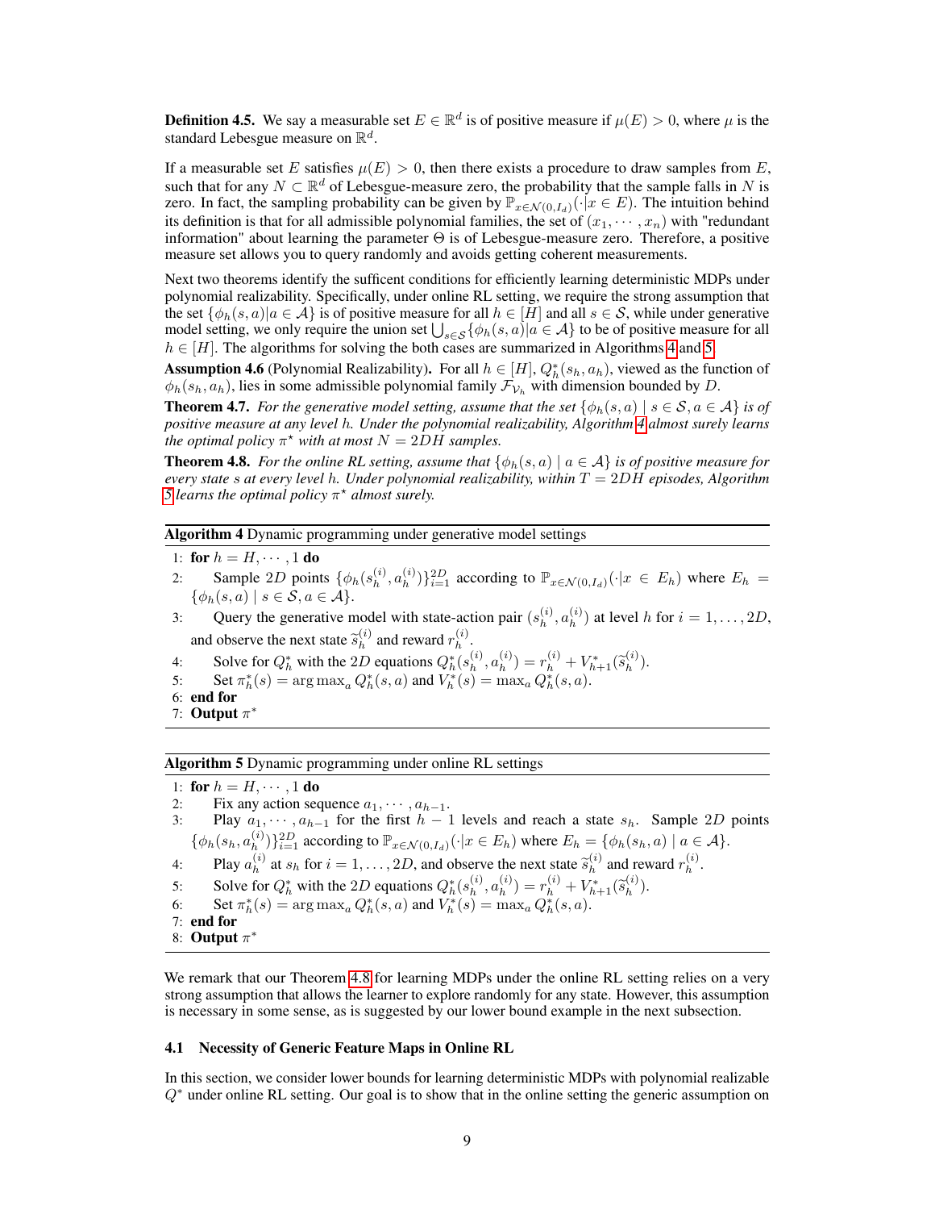**Definition 4.5.** We say a measurable set $E \in \mathbb{R}^d$ is of positive measure if $\mu(E) > 0$, where $\mu$ is the standard Lebesgue measure on $\mathbb{R}^d$.

If a measurable set $E$ satisfies $\mu(E) > 0$, then there exists a procedure to draw samples from $E$, such that for any $N \subset \mathbb{R}^d$ of Lebesgue-measure zero, the probability that the sample falls in $N$ is zero. In fact, the sampling probability can be given by $\mathbb{P}_{x \in \mathcal{N}(0, I_d)}(\cdot | x \in E)$. The intuition behind its definition is that for all admissible polynomial families, the set of $(x_1, \cdots, x_n)$ with "redundant information" about learning the parameter $\Theta$ is of Lebesgue-measure zero. Therefore, a positive measure set allows you to query randomly and avoids getting coherent measurements.

Next two theorems identify the sufficent conditions for efficiently learning deterministic MDPs under polynomial realizability. Specifically, under online RL setting, we require the strong assumption that the set $\{\phi_h(s, a) | a \in \mathcal{A}\}$ is of positive measure for all $h \in [H]$ and all $s \in \mathcal{S}$, while under generative model setting, we only require the union set $\bigcup_{s \in \mathcal{S}} \{\phi_h(s, a) | a \in \mathcal{A}\}$ to be of positive measure for all $h \in [H]$. The algorithms for solving the both cases are summarized in Algorithms 4 and 5.

**Assumption 4.6** (Polynomial Realizability). For all $h \in [H]$, $Q_h^*(s_h, a_h)$, viewed as the function of $\phi_h(s_h, a_h)$, lies in some admissible polynomial family $\mathcal{F}_{\mathcal{V}_h}$ with dimension bounded by $D$.

**Theorem 4.7.** *For the generative model setting, assume that the set $\{\phi_h(s, a) \mid s \in \mathcal{S}, a \in \mathcal{A}\}$ is of positive measure at any level $h$. Under the polynomial realizability, Algorithm 4 almost surely learns the optimal policy $\pi^\star$ with at most $N = 2DH$ samples.*

**Theorem 4.8.** *For the online RL setting, assume that $\{\phi_h(s, a) \mid a \in \mathcal{A}\}$ is of positive measure for every state $s$ at every level $h$. Under polynomial realizability, within $T = 2DH$ episodes, Algorithm 5 learns the optimal policy $\pi^\star$ almost surely.*

---

**Algorithm 4** Dynamic programming under generative model settings

1: **for** $h = H, \cdots, 1$ **do**
2: Sample $2D$ points $\{\phi_h(s_h^{(i)}, a_h^{(i)})\}_{i=1}^{2D}$ according to $\mathbb{P}_{x \in \mathcal{N}(0, I_d)}(\cdot | x \in E_h)$ where $E_h = \{\phi_h(s, a) \mid s \in \mathcal{S}, a \in \mathcal{A}\}$.
3: Query the generative model with state-action pair $(s_h^{(i)}, a_h^{(i)})$ at level $h$ for $i = 1, \ldots, 2D$, and observe the next state $\widetilde{s}_h^{(i)}$ and reward $r_h^{(i)}$.
4: Solve for $Q_h^*$ with the $2D$ equations $Q_h^*(s_h^{(i)}, a_h^{(i)}) = r_h^{(i)} + V_{h+1}^*(\widetilde{s}_h^{(i)})$.
5: Set $\pi_h^*(s) = \arg\max_a Q_h^*(s, a)$ and $V_h^*(s) = \max_a Q_h^*(s, a)$.
6: **end for**
7: **Output** $\pi^*$

---

**Algorithm 5** Dynamic programming under online RL settings

1: **for** $h = H, \cdots, 1$ **do**
2: Fix any action sequence $a_1, \cdots, a_{h-1}$.
3: Play $a_1, \cdots, a_{h-1}$ for the first $h - 1$ levels and reach a state $s_h$. Sample $2D$ points $\{\phi_h(s_h, a_h^{(i)})\}_{i=1}^{2D}$ according to $\mathbb{P}_{x \in \mathcal{N}(0, I_d)}(\cdot | x \in E_h)$ where $E_h = \{\phi_h(s_h, a) \mid a \in \mathcal{A}\}$.
4: Play $a_h^{(i)}$ at $s_h$ for $i = 1, \ldots, 2D$, and observe the next state $\widetilde{s}_h^{(i)}$ and reward $r_h^{(i)}$.
5: Solve for $Q_h^*$ with the $2D$ equations $Q_h^*(s_h^{(i)}, a_h^{(i)}) = r_h^{(i)} + V_{h+1}^*(\widetilde{s}_h^{(i)})$.
6: Set $\pi_h^*(s) = \arg\max_a Q_h^*(s, a)$ and $V_h^*(s) = \max_a Q_h^*(s, a)$.
7: **end for**
8: **Output** $\pi^*$

---

We remark that our Theorem 4.8 for learning MDPs under the online RL setting relies on a very strong assumption that allows the learner to explore randomly for any state. However, this assumption is necessary in some sense, as is suggested by our lower bound example in the next subsection.

### 4.1 Necessity of Generic Feature Maps in Online RL

In this section, we consider lower bounds for learning deterministic MDPs with polynomial realizable $Q^*$ under online RL setting. Our goal is to show that in the online setting the generic assumption on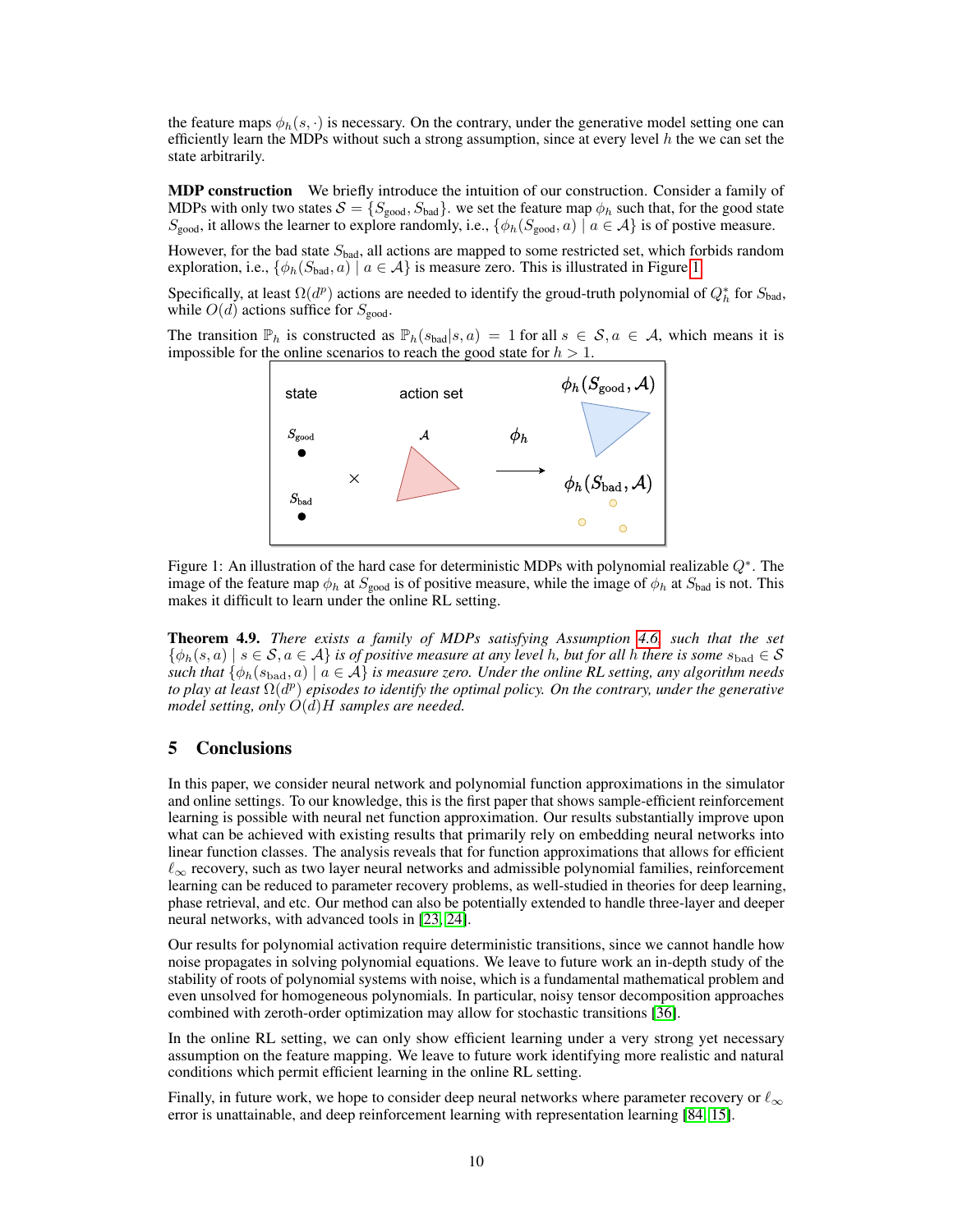the feature maps $\phi_h(s, \cdot)$ is necessary. On the contrary, under the generative model setting one can efficiently learn the MDPs without such a strong assumption, since at every level $h$ the we can set the state arbitrarily.

**MDP construction** We briefly introduce the intuition of our construction. Consider a family of MDPs with only two states $\mathcal{S} = \{S_{\text{good}}, S_{\text{bad}}\}$. we set the feature map $\phi_h$ such that, for the good state $S_{\text{good}}$, it allows the learner to explore randomly, i.e., $\{\phi_h(S_{\text{good}}, a) \mid a \in \mathcal{A}\}$ is of postive measure.

However, for the bad state $S_{\text{bad}}$, all actions are mapped to some restricted set, which forbids random exploration, i.e., $\{\phi_h(S_{\text{bad}}, a) \mid a \in \mathcal{A}\}$ is measure zero. This is illustrated in Figure 1.

Specifically, at least $\Omega(d^p)$ actions are needed to identify the groud-truth polynomial of $Q_h^*$ for $S_{\text{bad}}$, while $O(d)$ actions suffice for $S_{\text{good}}$.

The transition $\mathbb{P}_h$ is constructed as $\mathbb{P}_h(s_{\text{bad}}|s, a) = 1$ for all $s \in \mathcal{S}, a \in \mathcal{A}$, which means it is impossible for the online scenarios to reach the good state for $h > 1$.

Figure 1: An illustration of the hard case for deterministic MDPs with polynomial realizable $Q^*$. The image of the feature map $\phi_h$ at $S_{\text{good}}$ is of positive measure, while the image of $\phi_h$ at $S_{\text{bad}}$ is not. This makes it difficult to learn under the online RL setting.

**Theorem 4.9.** *There exists a family of MDPs satisfying Assumption 4.6, such that the set $\{\phi_h(s, a) \mid s \in \mathcal{S}, a \in \mathcal{A}\}$ is of positive measure at any level $h$, but for all $h$ there is some $s_{\text{bad}} \in \mathcal{S}$ such that $\{\phi_h(s_{\text{bad}}, a) \mid a \in \mathcal{A}\}$ is measure zero. Under the online RL setting, any algorithm needs to play at least $\Omega(d^p)$ episodes to identify the optimal policy. On the contrary, under the generative model setting, only $O(d)H$ samples are needed.*

## 5 Conclusions

In this paper, we consider neural network and polynomial function approximations in the simulator and online settings. To our knowledge, this is the first paper that shows sample-efficient reinforcement learning is possible with neural net function approximation. Our results substantially improve upon what can be achieved with existing results that primarily rely on embedding neural networks into linear function classes. The analysis reveals that for function approximations that allows for efficient $\ell_\infty$ recovery, such as two layer neural networks and admissible polynomial families, reinforcement learning can be reduced to parameter recovery problems, as well-studied in theories for deep learning, phase retrieval, and etc. Our method can also be potentially extended to handle three-layer and deeper neural networks, with advanced tools in [23, 24].

Our results for polynomial activation require deterministic transitions, since we cannot handle how noise propagates in solving polynomial equations. We leave to future work an in-depth study of the stability of roots of polynomial systems with noise, which is a fundamental mathematical problem and even unsolved for homogeneous polynomials. In particular, noisy tensor decomposition approaches combined with zeroth-order optimization may allow for stochastic transitions [36].

In the online RL setting, we can only show efficient learning under a very strong yet necessary assumption on the feature mapping. We leave to future work identifying more realistic and natural conditions which permit efficient learning in the online RL setting.

Finally, in future work, we hope to consider deep neural networks where parameter recovery or $\ell_\infty$ error is unattainable, and deep reinforcement learning with representation learning [84, 15].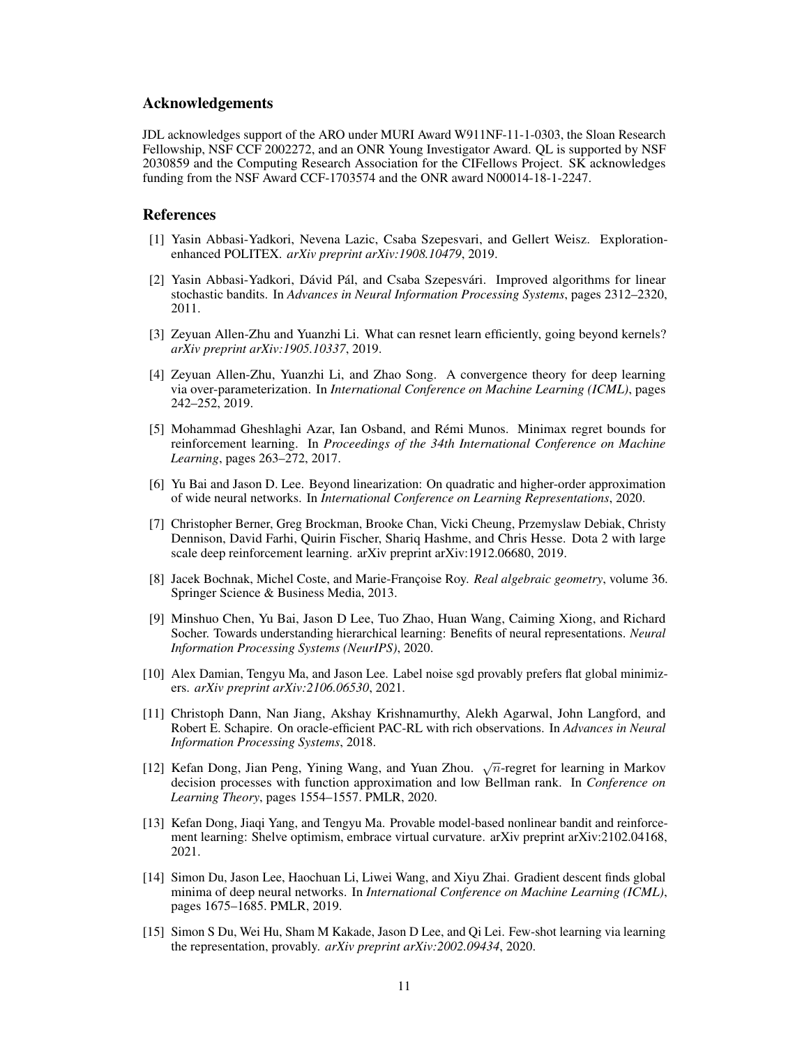## Acknowledgements

JDL acknowledges support of the ARO under MURI Award W911NF-11-1-0303, the Sloan Research Fellowship, NSF CCF 2002272, and an ONR Young Investigator Award. QL is supported by NSF 2030859 and the Computing Research Association for the CIFellows Project. SK acknowledges funding from the NSF Award CCF-1703574 and the ONR award N00014-18-1-2247.

## References

[1] Yasin Abbasi-Yadkori, Nevena Lazic, Csaba Szepesvari, and Gellert Weisz. Exploration-enhanced POLITEX. *arXiv preprint arXiv:1908.10479*, 2019.

[2] Yasin Abbasi-Yadkori, Dávid Pál, and Csaba Szepesvári. Improved algorithms for linear stochastic bandits. In *Advances in Neural Information Processing Systems*, pages 2312–2320, 2011.

[3] Zeyuan Allen-Zhu and Yuanzhi Li. What can resnet learn efficiently, going beyond kernels? *arXiv preprint arXiv:1905.10337*, 2019.

[4] Zeyuan Allen-Zhu, Yuanzhi Li, and Zhao Song. A convergence theory for deep learning via over-parameterization. In *International Conference on Machine Learning (ICML)*, pages 242–252, 2019.

[5] Mohammad Gheshlaghi Azar, Ian Osband, and Rémi Munos. Minimax regret bounds for reinforcement learning. In *Proceedings of the 34th International Conference on Machine Learning*, pages 263–272, 2017.

[6] Yu Bai and Jason D. Lee. Beyond linearization: On quadratic and higher-order approximation of wide neural networks. In *International Conference on Learning Representations*, 2020.

[7] Christopher Berner, Greg Brockman, Brooke Chan, Vicki Cheung, Przemyslaw Debiak, Christy Dennison, David Farhi, Quirin Fischer, Shariq Hashme, and Chris Hesse. Dota 2 with large scale deep reinforcement learning. arXiv preprint arXiv:1912.06680, 2019.

[8] Jacek Bochnak, Michel Coste, and Marie-Françoise Roy. *Real algebraic geometry*, volume 36. Springer Science & Business Media, 2013.

[9] Minshuo Chen, Yu Bai, Jason D Lee, Tuo Zhao, Huan Wang, Caiming Xiong, and Richard Socher. Towards understanding hierarchical learning: Benefits of neural representations. *Neural Information Processing Systems (NeurIPS)*, 2020.

[10] Alex Damian, Tengyu Ma, and Jason Lee. Label noise sgd provably prefers flat global minimizers. *arXiv preprint arXiv:2106.06530*, 2021.

[11] Christoph Dann, Nan Jiang, Akshay Krishnamurthy, Alekh Agarwal, John Langford, and Robert E. Schapire. On oracle-efficient PAC-RL with rich observations. In *Advances in Neural Information Processing Systems*, 2018.

[12] Kefan Dong, Jian Peng, Yining Wang, and Yuan Zhou. $\sqrt{n}$-regret for learning in Markov decision processes with function approximation and low Bellman rank. In *Conference on Learning Theory*, pages 1554–1557. PMLR, 2020.

[13] Kefan Dong, Jiaqi Yang, and Tengyu Ma. Provable model-based nonlinear bandit and reinforcement learning: Shelve optimism, embrace virtual curvature. arXiv preprint arXiv:2102.04168, 2021.

[14] Simon Du, Jason Lee, Haochuan Li, Liwei Wang, and Xiyu Zhai. Gradient descent finds global minima of deep neural networks. In *International Conference on Machine Learning (ICML)*, pages 1675–1685. PMLR, 2019.

[15] Simon S Du, Wei Hu, Sham M Kakade, Jason D Lee, and Qi Lei. Few-shot learning via learning the representation, provably. *arXiv preprint arXiv:2002.09434*, 2020.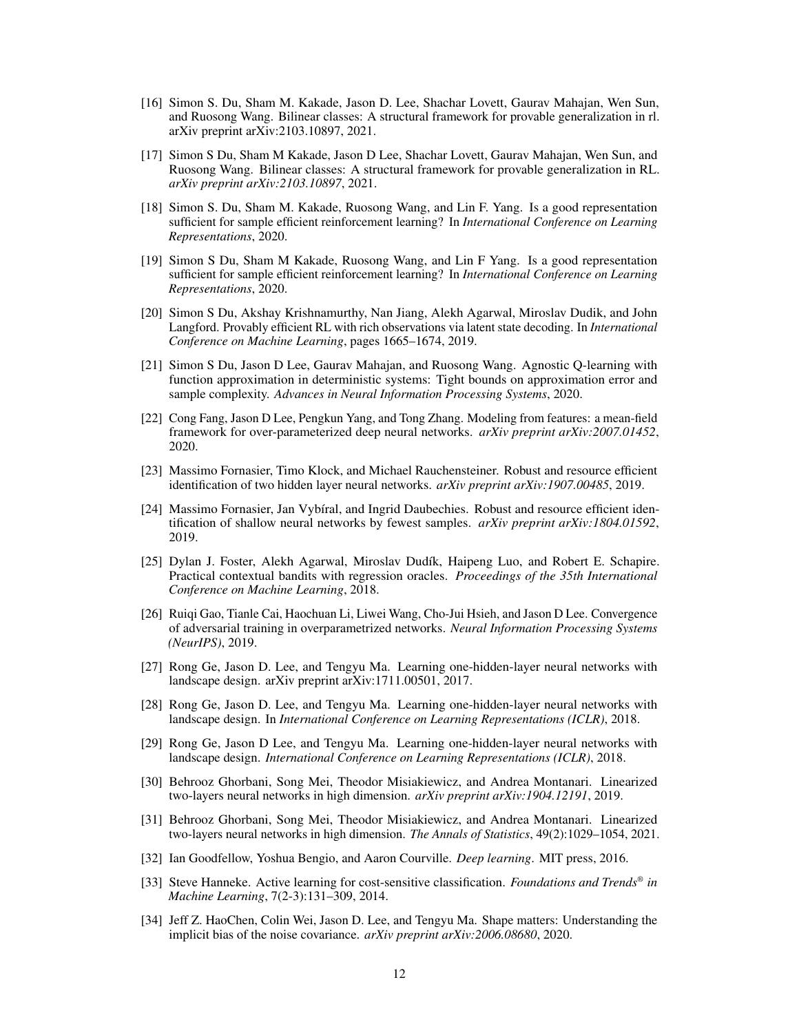[16] Simon S. Du, Sham M. Kakade, Jason D. Lee, Shachar Lovett, Gaurav Mahajan, Wen Sun, and Ruosong Wang. Bilinear classes: A structural framework for provable generalization in rl. arXiv preprint arXiv:2103.10897, 2021.

[17] Simon S Du, Sham M Kakade, Jason D Lee, Shachar Lovett, Gaurav Mahajan, Wen Sun, and Ruosong Wang. Bilinear classes: A structural framework for provable generalization in RL. *arXiv preprint arXiv:2103.10897*, 2021.

[18] Simon S. Du, Sham M. Kakade, Ruosong Wang, and Lin F. Yang. Is a good representation sufficient for sample efficient reinforcement learning? In *International Conference on Learning Representations*, 2020.

[19] Simon S Du, Sham M Kakade, Ruosong Wang, and Lin F Yang. Is a good representation sufficient for sample efficient reinforcement learning? In *International Conference on Learning Representations*, 2020.

[20] Simon S Du, Akshay Krishnamurthy, Nan Jiang, Alekh Agarwal, Miroslav Dudik, and John Langford. Provably efficient RL with rich observations via latent state decoding. In *International Conference on Machine Learning*, pages 1665–1674, 2019.

[21] Simon S Du, Jason D Lee, Gaurav Mahajan, and Ruosong Wang. Agnostic Q-learning with function approximation in deterministic systems: Tight bounds on approximation error and sample complexity. *Advances in Neural Information Processing Systems*, 2020.

[22] Cong Fang, Jason D Lee, Pengkun Yang, and Tong Zhang. Modeling from features: a mean-field framework for over-parameterized deep neural networks. *arXiv preprint arXiv:2007.01452*, 2020.

[23] Massimo Fornasier, Timo Klock, and Michael Rauchensteiner. Robust and resource efficient identification of two hidden layer neural networks. *arXiv preprint arXiv:1907.00485*, 2019.

[24] Massimo Fornasier, Jan Vybíral, and Ingrid Daubechies. Robust and resource efficient identification of shallow neural networks by fewest samples. *arXiv preprint arXiv:1804.01592*, 2019.

[25] Dylan J. Foster, Alekh Agarwal, Miroslav Dudík, Haipeng Luo, and Robert E. Schapire. Practical contextual bandits with regression oracles. *Proceedings of the 35th International Conference on Machine Learning*, 2018.

[26] Ruiqi Gao, Tianle Cai, Haochuan Li, Liwei Wang, Cho-Jui Hsieh, and Jason D Lee. Convergence of adversarial training in overparametrized networks. *Neural Information Processing Systems (NeurIPS)*, 2019.

[27] Rong Ge, Jason D. Lee, and Tengyu Ma. Learning one-hidden-layer neural networks with landscape design. arXiv preprint arXiv:1711.00501, 2017.

[28] Rong Ge, Jason D. Lee, and Tengyu Ma. Learning one-hidden-layer neural networks with landscape design. In *International Conference on Learning Representations (ICLR)*, 2018.

[29] Rong Ge, Jason D Lee, and Tengyu Ma. Learning one-hidden-layer neural networks with landscape design. *International Conference on Learning Representations (ICLR)*, 2018.

[30] Behrooz Ghorbani, Song Mei, Theodor Misiakiewicz, and Andrea Montanari. Linearized two-layers neural networks in high dimension. *arXiv preprint arXiv:1904.12191*, 2019.

[31] Behrooz Ghorbani, Song Mei, Theodor Misiakiewicz, and Andrea Montanari. Linearized two-layers neural networks in high dimension. *The Annals of Statistics*, 49(2):1029–1054, 2021.

[32] Ian Goodfellow, Yoshua Bengio, and Aaron Courville. *Deep learning*. MIT press, 2016.

[33] Steve Hanneke. Active learning for cost-sensitive classification. *Foundations and Trends® in Machine Learning*, 7(2-3):131–309, 2014.

[34] Jeff Z. HaoChen, Colin Wei, Jason D. Lee, and Tengyu Ma. Shape matters: Understanding the implicit bias of the noise covariance. *arXiv preprint arXiv:2006.08680*, 2020.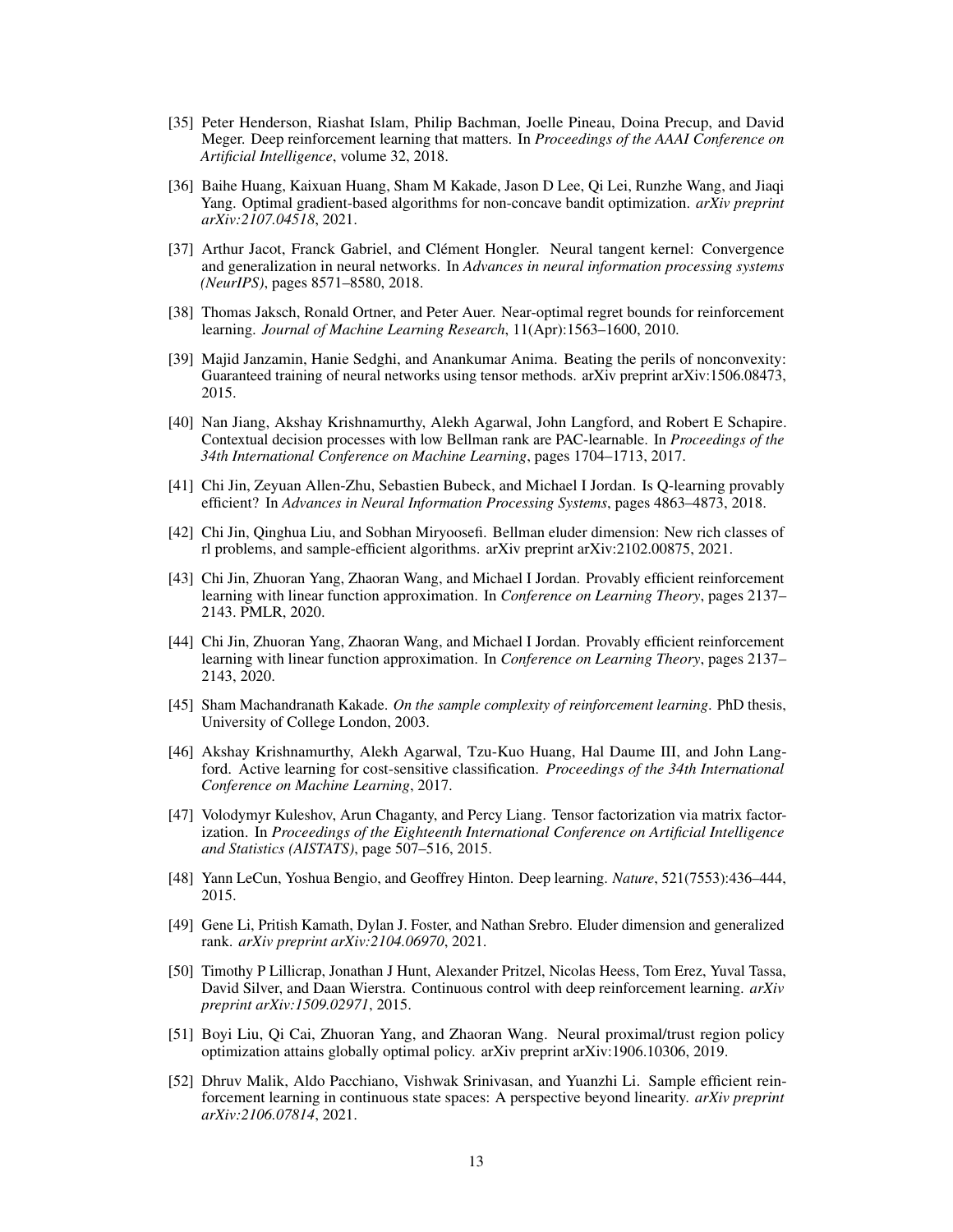[35] Peter Henderson, Riashat Islam, Philip Bachman, Joelle Pineau, Doina Precup, and David Meger. Deep reinforcement learning that matters. In *Proceedings of the AAAI Conference on Artificial Intelligence*, volume 32, 2018.

[36] Baihe Huang, Kaixuan Huang, Sham M Kakade, Jason D Lee, Qi Lei, Runzhe Wang, and Jiaqi Yang. Optimal gradient-based algorithms for non-concave bandit optimization. *arXiv preprint arXiv:2107.04518*, 2021.

[37] Arthur Jacot, Franck Gabriel, and Clément Hongler. Neural tangent kernel: Convergence and generalization in neural networks. In *Advances in neural information processing systems (NeurIPS)*, pages 8571–8580, 2018.

[38] Thomas Jaksch, Ronald Ortner, and Peter Auer. Near-optimal regret bounds for reinforcement learning. *Journal of Machine Learning Research*, 11(Apr):1563–1600, 2010.

[39] Majid Janzamin, Hanie Sedghi, and Anankumar Anima. Beating the perils of nonconvexity: Guaranteed training of neural networks using tensor methods. arXiv preprint arXiv:1506.08473, 2015.

[40] Nan Jiang, Akshay Krishnamurthy, Alekh Agarwal, John Langford, and Robert E Schapire. Contextual decision processes with low Bellman rank are PAC-learnable. In *Proceedings of the 34th International Conference on Machine Learning*, pages 1704–1713, 2017.

[41] Chi Jin, Zeyuan Allen-Zhu, Sebastien Bubeck, and Michael I Jordan. Is Q-learning provably efficient? In *Advances in Neural Information Processing Systems*, pages 4863–4873, 2018.

[42] Chi Jin, Qinghua Liu, and Sobhan Miryoosefi. Bellman eluder dimension: New rich classes of rl problems, and sample-efficient algorithms. arXiv preprint arXiv:2102.00875, 2021.

[43] Chi Jin, Zhuoran Yang, Zhaoran Wang, and Michael I Jordan. Provably efficient reinforcement learning with linear function approximation. In *Conference on Learning Theory*, pages 2137–2143. PMLR, 2020.

[44] Chi Jin, Zhuoran Yang, Zhaoran Wang, and Michael I Jordan. Provably efficient reinforcement learning with linear function approximation. In *Conference on Learning Theory*, pages 2137–2143, 2020.

[45] Sham Machandranath Kakade. *On the sample complexity of reinforcement learning*. PhD thesis, University of College London, 2003.

[46] Akshay Krishnamurthy, Alekh Agarwal, Tzu-Kuo Huang, Hal Daume III, and John Langford. Active learning for cost-sensitive classification. *Proceedings of the 34th International Conference on Machine Learning*, 2017.

[47] Volodymyr Kuleshov, Arun Chaganty, and Percy Liang. Tensor factorization via matrix factorization. In *Proceedings of the Eighteenth International Conference on Artificial Intelligence and Statistics (AISTATS)*, page 507–516, 2015.

[48] Yann LeCun, Yoshua Bengio, and Geoffrey Hinton. Deep learning. *Nature*, 521(7553):436–444, 2015.

[49] Gene Li, Pritish Kamath, Dylan J. Foster, and Nathan Srebro. Eluder dimension and generalized rank. *arXiv preprint arXiv:2104.06970*, 2021.

[50] Timothy P Lillicrap, Jonathan J Hunt, Alexander Pritzel, Nicolas Heess, Tom Erez, Yuval Tassa, David Silver, and Daan Wierstra. Continuous control with deep reinforcement learning. *arXiv preprint arXiv:1509.02971*, 2015.

[51] Boyi Liu, Qi Cai, Zhuoran Yang, and Zhaoran Wang. Neural proximal/trust region policy optimization attains globally optimal policy. arXiv preprint arXiv:1906.10306, 2019.

[52] Dhruv Malik, Aldo Pacchiano, Vishwak Srinivasan, and Yuanzhi Li. Sample efficient reinforcement learning in continuous state spaces: A perspective beyond linearity. *arXiv preprint arXiv:2106.07814*, 2021.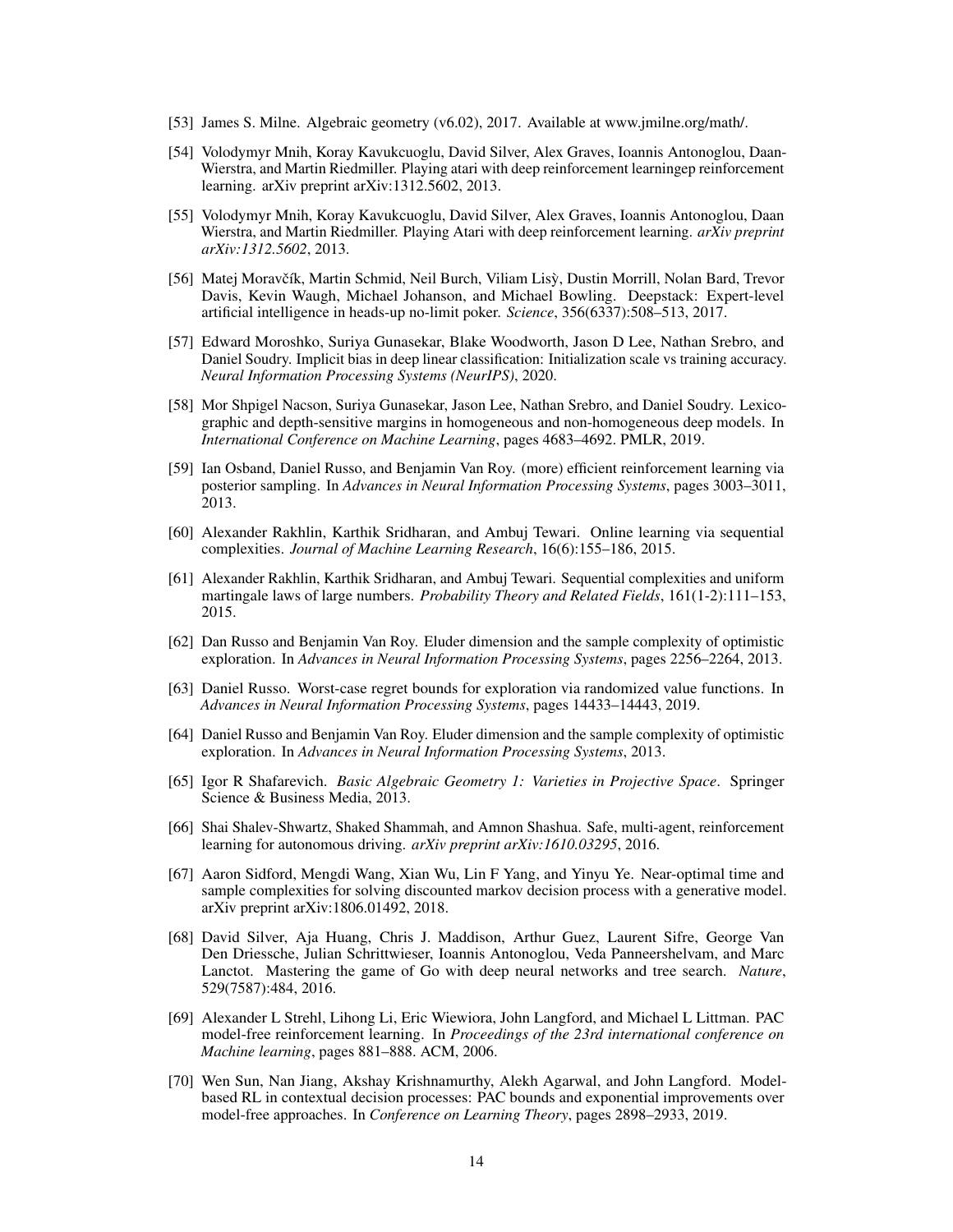[53] James S. Milne. Algebraic geometry (v6.02), 2017. Available at www.jmilne.org/math/.

[54] Volodymyr Mnih, Koray Kavukcuoglu, David Silver, Alex Graves, Ioannis Antonoglou, Daan-Wierstra, and Martin Riedmiller. Playing atari with deep reinforcement learningep reinforcement learning. arXiv preprint arXiv:1312.5602, 2013.

[55] Volodymyr Mnih, Koray Kavukcuoglu, David Silver, Alex Graves, Ioannis Antonoglou, Daan Wierstra, and Martin Riedmiller. Playing Atari with deep reinforcement learning. *arXiv preprint arXiv:1312.5602*, 2013.

[56] Matej Moravčík, Martin Schmid, Neil Burch, Viliam Lisỳ, Dustin Morrill, Nolan Bard, Trevor Davis, Kevin Waugh, Michael Johanson, and Michael Bowling. Deepstack: Expert-level artificial intelligence in heads-up no-limit poker. *Science*, 356(6337):508–513, 2017.

[57] Edward Moroshko, Suriya Gunasekar, Blake Woodworth, Jason D Lee, Nathan Srebro, and Daniel Soudry. Implicit bias in deep linear classification: Initialization scale vs training accuracy. *Neural Information Processing Systems (NeurIPS)*, 2020.

[58] Mor Shpigel Nacson, Suriya Gunasekar, Jason Lee, Nathan Srebro, and Daniel Soudry. Lexicographic and depth-sensitive margins in homogeneous and non-homogeneous deep models. In *International Conference on Machine Learning*, pages 4683–4692. PMLR, 2019.

[59] Ian Osband, Daniel Russo, and Benjamin Van Roy. (more) efficient reinforcement learning via posterior sampling. In *Advances in Neural Information Processing Systems*, pages 3003–3011, 2013.

[60] Alexander Rakhlin, Karthik Sridharan, and Ambuj Tewari. Online learning via sequential complexities. *Journal of Machine Learning Research*, 16(6):155–186, 2015.

[61] Alexander Rakhlin, Karthik Sridharan, and Ambuj Tewari. Sequential complexities and uniform martingale laws of large numbers. *Probability Theory and Related Fields*, 161(1-2):111–153, 2015.

[62] Dan Russo and Benjamin Van Roy. Eluder dimension and the sample complexity of optimistic exploration. In *Advances in Neural Information Processing Systems*, pages 2256–2264, 2013.

[63] Daniel Russo. Worst-case regret bounds for exploration via randomized value functions. In *Advances in Neural Information Processing Systems*, pages 14433–14443, 2019.

[64] Daniel Russo and Benjamin Van Roy. Eluder dimension and the sample complexity of optimistic exploration. In *Advances in Neural Information Processing Systems*, 2013.

[65] Igor R Shafarevich. *Basic Algebraic Geometry 1: Varieties in Projective Space*. Springer Science & Business Media, 2013.

[66] Shai Shalev-Shwartz, Shaked Shammah, and Amnon Shashua. Safe, multi-agent, reinforcement learning for autonomous driving. *arXiv preprint arXiv:1610.03295*, 2016.

[67] Aaron Sidford, Mengdi Wang, Xian Wu, Lin F Yang, and Yinyu Ye. Near-optimal time and sample complexities for solving discounted markov decision process with a generative model. arXiv preprint arXiv:1806.01492, 2018.

[68] David Silver, Aja Huang, Chris J. Maddison, Arthur Guez, Laurent Sifre, George Van Den Driessche, Julian Schrittwieser, Ioannis Antonoglou, Veda Panneershelvam, and Marc Lanctot. Mastering the game of Go with deep neural networks and tree search. *Nature*, 529(7587):484, 2016.

[69] Alexander L Strehl, Lihong Li, Eric Wiewiora, John Langford, and Michael L Littman. PAC model-free reinforcement learning. In *Proceedings of the 23rd international conference on Machine learning*, pages 881–888. ACM, 2006.

[70] Wen Sun, Nan Jiang, Akshay Krishnamurthy, Alekh Agarwal, and John Langford. Model-based RL in contextual decision processes: PAC bounds and exponential improvements over model-free approaches. In *Conference on Learning Theory*, pages 2898–2933, 2019.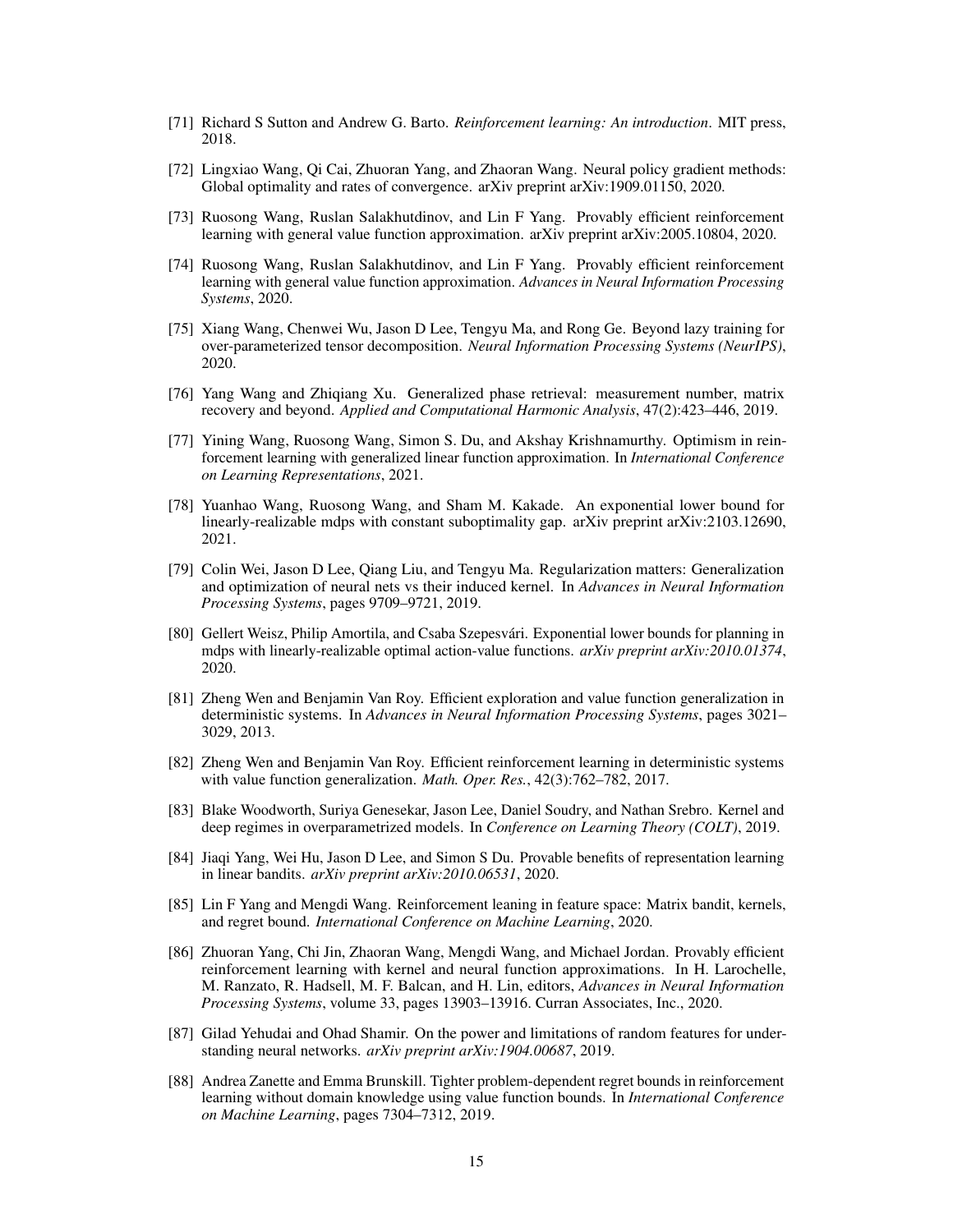[71] Richard S Sutton and Andrew G. Barto. *Reinforcement learning: An introduction*. MIT press, 2018.

[72] Lingxiao Wang, Qi Cai, Zhuoran Yang, and Zhaoran Wang. Neural policy gradient methods: Global optimality and rates of convergence. arXiv preprint arXiv:1909.01150, 2020.

[73] Ruosong Wang, Ruslan Salakhutdinov, and Lin F Yang. Provably efficient reinforcement learning with general value function approximation. arXiv preprint arXiv:2005.10804, 2020.

[74] Ruosong Wang, Ruslan Salakhutdinov, and Lin F Yang. Provably efficient reinforcement learning with general value function approximation. *Advances in Neural Information Processing Systems*, 2020.

[75] Xiang Wang, Chenwei Wu, Jason D Lee, Tengyu Ma, and Rong Ge. Beyond lazy training for over-parameterized tensor decomposition. *Neural Information Processing Systems (NeurIPS)*, 2020.

[76] Yang Wang and Zhiqiang Xu. Generalized phase retrieval: measurement number, matrix recovery and beyond. *Applied and Computational Harmonic Analysis*, 47(2):423–446, 2019.

[77] Yining Wang, Ruosong Wang, Simon S. Du, and Akshay Krishnamurthy. Optimism in reinforcement learning with generalized linear function approximation. In *International Conference on Learning Representations*, 2021.

[78] Yuanhao Wang, Ruosong Wang, and Sham M. Kakade. An exponential lower bound for linearly-realizable mdps with constant suboptimality gap. arXiv preprint arXiv:2103.12690, 2021.

[79] Colin Wei, Jason D Lee, Qiang Liu, and Tengyu Ma. Regularization matters: Generalization and optimization of neural nets vs their induced kernel. In *Advances in Neural Information Processing Systems*, pages 9709–9721, 2019.

[80] Gellert Weisz, Philip Amortila, and Csaba Szepesvári. Exponential lower bounds for planning in mdps with linearly-realizable optimal action-value functions. *arXiv preprint arXiv:2010.01374*, 2020.

[81] Zheng Wen and Benjamin Van Roy. Efficient exploration and value function generalization in deterministic systems. In *Advances in Neural Information Processing Systems*, pages 3021–3029, 2013.

[82] Zheng Wen and Benjamin Van Roy. Efficient reinforcement learning in deterministic systems with value function generalization. *Math. Oper. Res.*, 42(3):762–782, 2017.

[83] Blake Woodworth, Suriya Genesekar, Jason Lee, Daniel Soudry, and Nathan Srebro. Kernel and deep regimes in overparametrized models. In *Conference on Learning Theory (COLT)*, 2019.

[84] Jiaqi Yang, Wei Hu, Jason D Lee, and Simon S Du. Provable benefits of representation learning in linear bandits. *arXiv preprint arXiv:2010.06531*, 2020.

[85] Lin F Yang and Mengdi Wang. Reinforcement leaning in feature space: Matrix bandit, kernels, and regret bound. *International Conference on Machine Learning*, 2020.

[86] Zhuoran Yang, Chi Jin, Zhaoran Wang, Mengdi Wang, and Michael Jordan. Provably efficient reinforcement learning with kernel and neural function approximations. In H. Larochelle, M. Ranzato, R. Hadsell, M. F. Balcan, and H. Lin, editors, *Advances in Neural Information Processing Systems*, volume 33, pages 13903–13916. Curran Associates, Inc., 2020.

[87] Gilad Yehudai and Ohad Shamir. On the power and limitations of random features for understanding neural networks. *arXiv preprint arXiv:1904.00687*, 2019.

[88] Andrea Zanette and Emma Brunskill. Tighter problem-dependent regret bounds in reinforcement learning without domain knowledge using value function bounds. In *International Conference on Machine Learning*, pages 7304–7312, 2019.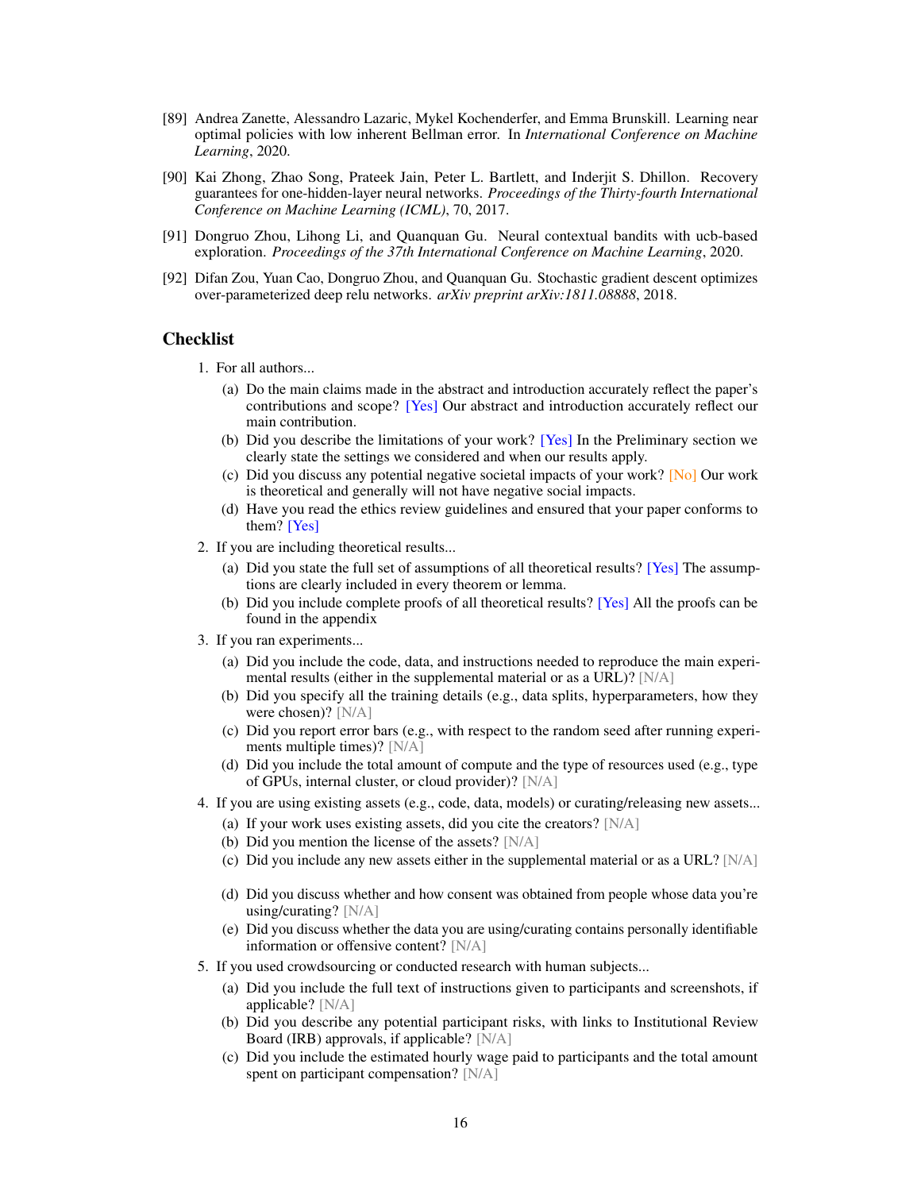[89] Andrea Zanette, Alessandro Lazaric, Mykel Kochenderfer, and Emma Brunskill. Learning near optimal policies with low inherent Bellman error. In *International Conference on Machine Learning*, 2020.

[90] Kai Zhong, Zhao Song, Prateek Jain, Peter L. Bartlett, and Inderjit S. Dhillon. Recovery guarantees for one-hidden-layer neural networks. *Proceedings of the Thirty-fourth International Conference on Machine Learning (ICML)*, 70, 2017.

[91] Dongruo Zhou, Lihong Li, and Quanquan Gu. Neural contextual bandits with ucb-based exploration. *Proceedings of the 37th International Conference on Machine Learning*, 2020.

[92] Difan Zou, Yuan Cao, Dongruo Zhou, and Quanquan Gu. Stochastic gradient descent optimizes over-parameterized deep relu networks. *arXiv preprint arXiv:1811.08888*, 2018.

## Checklist

1. For all authors...
   (a) Do the main claims made in the abstract and introduction accurately reflect the paper's contributions and scope? [Yes] Our abstract and introduction accurately reflect our main contribution.
   (b) Did you describe the limitations of your work? [Yes] In the Preliminary section we clearly state the settings we considered and when our results apply.
   (c) Did you discuss any potential negative societal impacts of your work? [No] Our work is theoretical and generally will not have negative social impacts.
   (d) Have you read the ethics review guidelines and ensured that your paper conforms to them? [Yes]
2. If you are including theoretical results...
   (a) Did you state the full set of assumptions of all theoretical results? [Yes] The assumptions are clearly included in every theorem or lemma.
   (b) Did you include complete proofs of all theoretical results? [Yes] All the proofs can be found in the appendix
3. If you ran experiments...
   (a) Did you include the code, data, and instructions needed to reproduce the main experimental results (either in the supplemental material or as a URL)? [N/A]
   (b) Did you specify all the training details (e.g., data splits, hyperparameters, how they were chosen)? [N/A]
   (c) Did you report error bars (e.g., with respect to the random seed after running experiments multiple times)? [N/A]
   (d) Did you include the total amount of compute and the type of resources used (e.g., type of GPUs, internal cluster, or cloud provider)? [N/A]
4. If you are using existing assets (e.g., code, data, models) or curating/releasing new assets...
   (a) If your work uses existing assets, did you cite the creators? [N/A]
   (b) Did you mention the license of the assets? [N/A]
   (c) Did you include any new assets either in the supplemental material or as a URL? [N/A]
   (d) Did you discuss whether and how consent was obtained from people whose data you're using/curating? [N/A]
   (e) Did you discuss whether the data you are using/curating contains personally identifiable information or offensive content? [N/A]
5. If you used crowdsourcing or conducted research with human subjects...
   (a) Did you include the full text of instructions given to participants and screenshots, if applicable? [N/A]
   (b) Did you describe any potential participant risks, with links to Institutional Review Board (IRB) approvals, if applicable? [N/A]
   (c) Did you include the estimated hourly wage paid to participants and the total amount spent on participant compensation? [N/A]